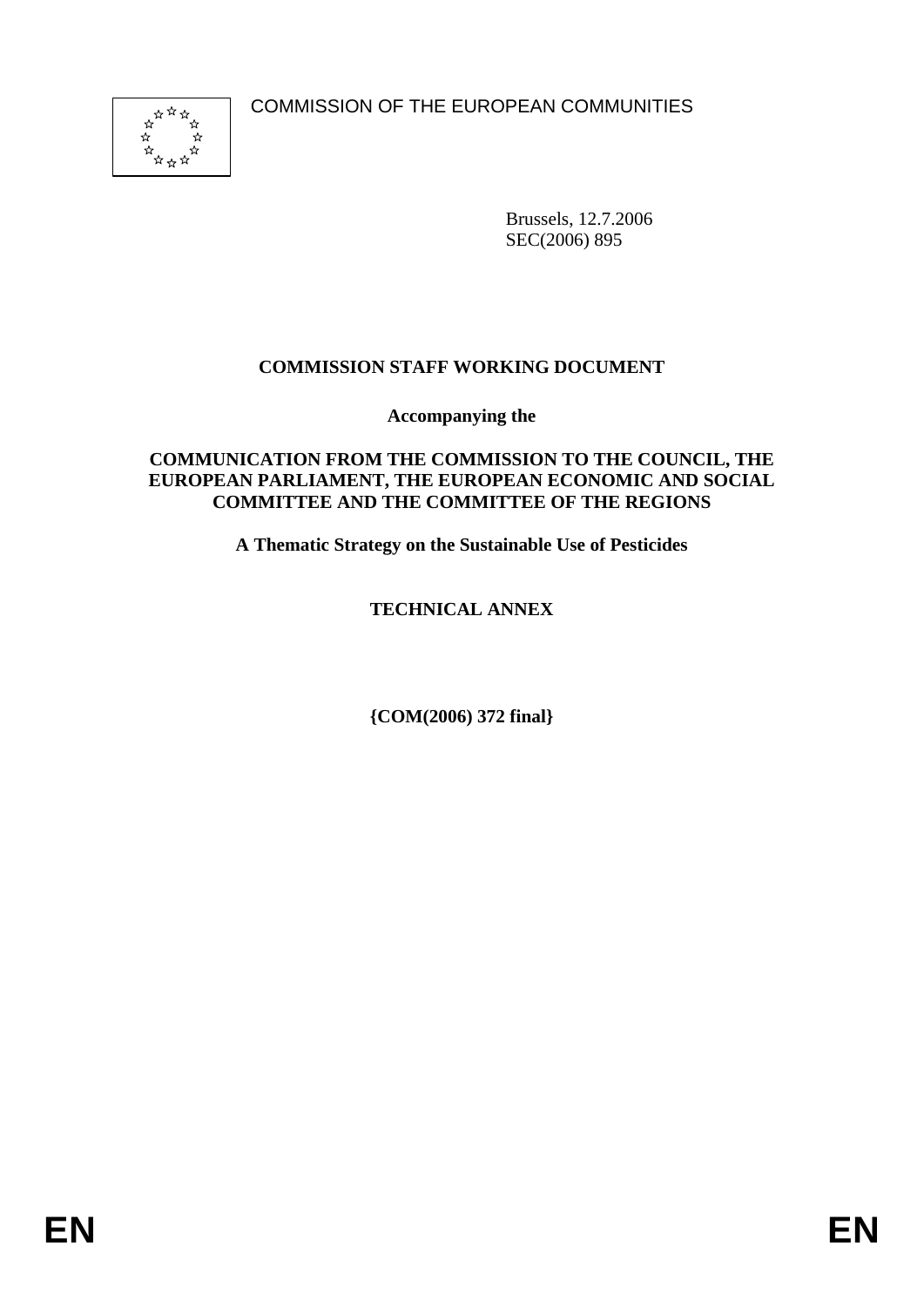COMMISSION OF THE EUROPEAN COMMUNITIES

Brussels, 12.7.2006
SEC(2006) 895

**COMMISSION STAFF WORKING DOCUMENT**

**Accompanying the**

**COMMUNICATION FROM THE COMMISSION TO THE COUNCIL, THE EUROPEAN PARLIAMENT, THE EUROPEAN ECONOMIC AND SOCIAL COMMITTEE AND THE COMMITTEE OF THE REGIONS**

**A Thematic Strategy on the Sustainable Use of Pesticides**

**TECHNICAL ANNEX**

**{COM(2006) 372 final}**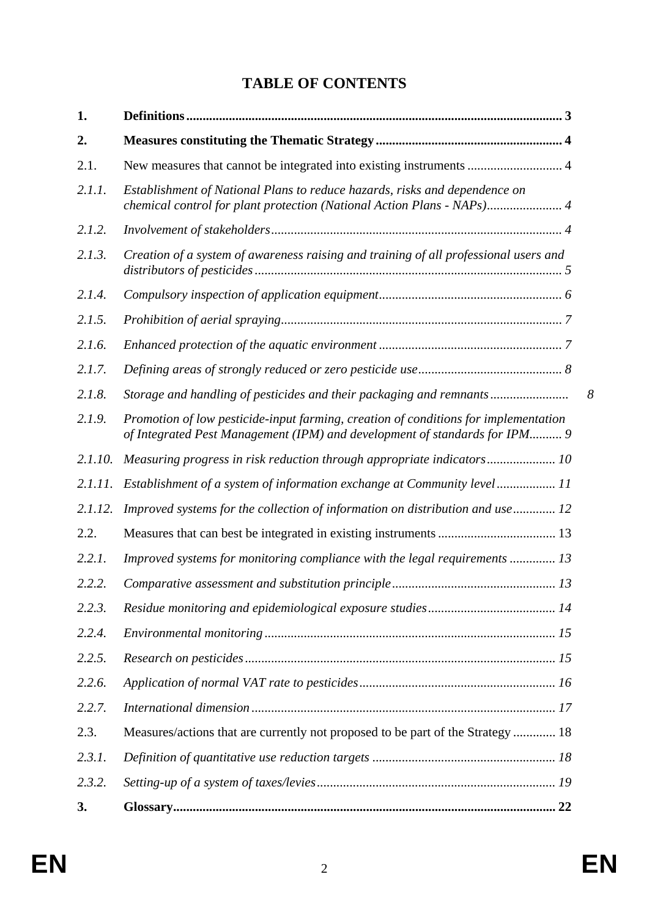# TABLE OF CONTENTS

| | | |
|---|---|---|
| **1.** | **Definitions** | **3** |
| **2.** | **Measures constituting the Thematic Strategy** | **4** |
| 2.1. | New measures that cannot be integrated into existing instruments | 4 |
| *2.1.1.* | *Establishment of National Plans to reduce hazards, risks and dependence on chemical control for plant protection (National Action Plans - NAPs)* | *4* |
| *2.1.2.* | *Involvement of stakeholders* | *4* |
| *2.1.3.* | *Creation of a system of awareness raising and training of all professional users and distributors of pesticides* | *5* |
| *2.1.4.* | *Compulsory inspection of application equipment* | *6* |
| *2.1.5.* | *Prohibition of aerial spraying* | *7* |
| *2.1.6.* | *Enhanced protection of the aquatic environment* | *7* |
| *2.1.7.* | *Defining areas of strongly reduced or zero pesticide use* | *8* |
| *2.1.8.* | *Storage and handling of pesticides and their packaging and remnants* | *8* |
| *2.1.9.* | *Promotion of low pesticide-input farming, creation of conditions for implementation of Integrated Pest Management (IPM) and development of standards for IPM* | *9* |
| *2.1.10.* | *Measuring progress in risk reduction through appropriate indicators* | *10* |
| *2.1.11.* | *Establishment of a system of information exchange at Community level* | *11* |
| *2.1.12.* | *Improved systems for the collection of information on distribution and use* | *12* |
| 2.2. | Measures that can best be integrated in existing instruments | 13 |
| *2.2.1.* | *Improved systems for monitoring compliance with the legal requirements* | *13* |
| *2.2.2.* | *Comparative assessment and substitution principle* | *13* |
| *2.2.3.* | *Residue monitoring and epidemiological exposure studies* | *14* |
| *2.2.4.* | *Environmental monitoring* | *15* |
| *2.2.5.* | *Research on pesticides* | *15* |
| *2.2.6.* | *Application of normal VAT rate to pesticides* | *16* |
| *2.2.7.* | *International dimension* | *17* |
| 2.3. | Measures/actions that are currently not proposed to be part of the Strategy | 18 |
| *2.3.1.* | *Definition of quantitative use reduction targets* | *18* |
| *2.3.2.* | *Setting-up of a system of taxes/levies* | *19* |
| **3.** | **Glossary** | **22** |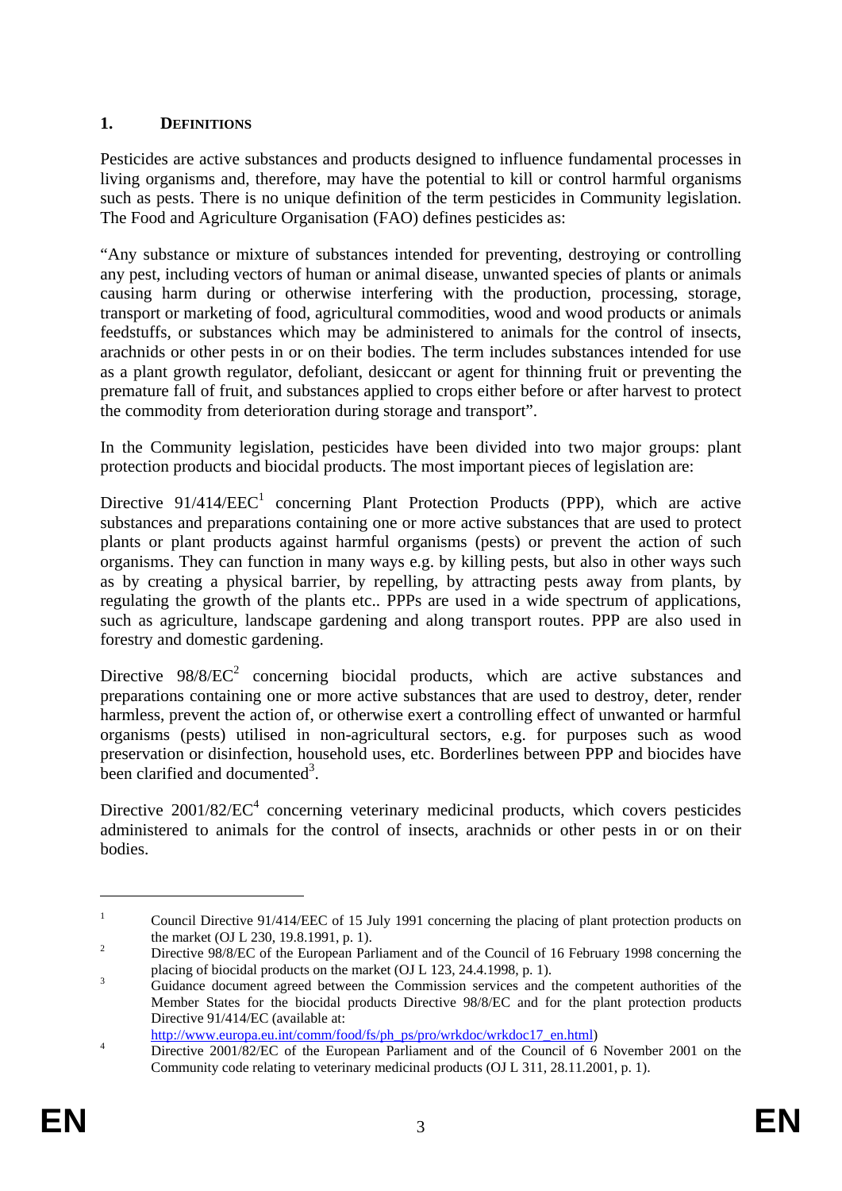## 1. DEFINITIONS

Pesticides are active substances and products designed to influence fundamental processes in living organisms and, therefore, may have the potential to kill or control harmful organisms such as pests. There is no unique definition of the term pesticides in Community legislation. The Food and Agriculture Organisation (FAO) defines pesticides as:

"Any substance or mixture of substances intended for preventing, destroying or controlling any pest, including vectors of human or animal disease, unwanted species of plants or animals causing harm during or otherwise interfering with the production, processing, storage, transport or marketing of food, agricultural commodities, wood and wood products or animals feedstuffs, or substances which may be administered to animals for the control of insects, arachnids or other pests in or on their bodies. The term includes substances intended for use as a plant growth regulator, defoliant, desiccant or agent for thinning fruit or preventing the premature fall of fruit, and substances applied to crops either before or after harvest to protect the commodity from deterioration during storage and transport".

In the Community legislation, pesticides have been divided into two major groups: plant protection products and biocidal products. The most important pieces of legislation are:

Directive 91/414/EEC[1] concerning Plant Protection Products (PPP), which are active substances and preparations containing one or more active substances that are used to protect plants or plant products against harmful organisms (pests) or prevent the action of such organisms. They can function in many ways e.g. by killing pests, but also in other ways such as by creating a physical barrier, by repelling, by attracting pests away from plants, by regulating the growth of the plants etc.. PPPs are used in a wide spectrum of applications, such as agriculture, landscape gardening and along transport routes. PPP are also used in forestry and domestic gardening.

Directive 98/8/EC[2] concerning biocidal products, which are active substances and preparations containing one or more active substances that are used to destroy, deter, render harmless, prevent the action of, or otherwise exert a controlling effect of unwanted or harmful organisms (pests) utilised in non-agricultural sectors, e.g. for purposes such as wood preservation or disinfection, household uses, etc. Borderlines between PPP and biocides have been clarified and documented[3].

Directive 2001/82/EC[4] concerning veterinary medicinal products, which covers pesticides administered to animals for the control of insects, arachnids or other pests in or on their bodies.

---

[1] Council Directive 91/414/EEC of 15 July 1991 concerning the placing of plant protection products on the market (OJ L 230, 19.8.1991, p. 1).

[2] Directive 98/8/EC of the European Parliament and of the Council of 16 February 1998 concerning the placing of biocidal products on the market (OJ L 123, 24.4.1998, p. 1).

[3] Guidance document agreed between the Commission services and the competent authorities of the Member States for the biocidal products Directive 98/8/EC and for the plant protection products Directive 91/414/EC (available at: http://www.europa.eu.int/comm/food/fs/ph_ps/pro/wrkdoc/wrkdoc17_en.html)

[4] Directive 2001/82/EC of the European Parliament and of the Council of 6 November 2001 on the Community code relating to veterinary medicinal products (OJ L 311, 28.11.2001, p. 1).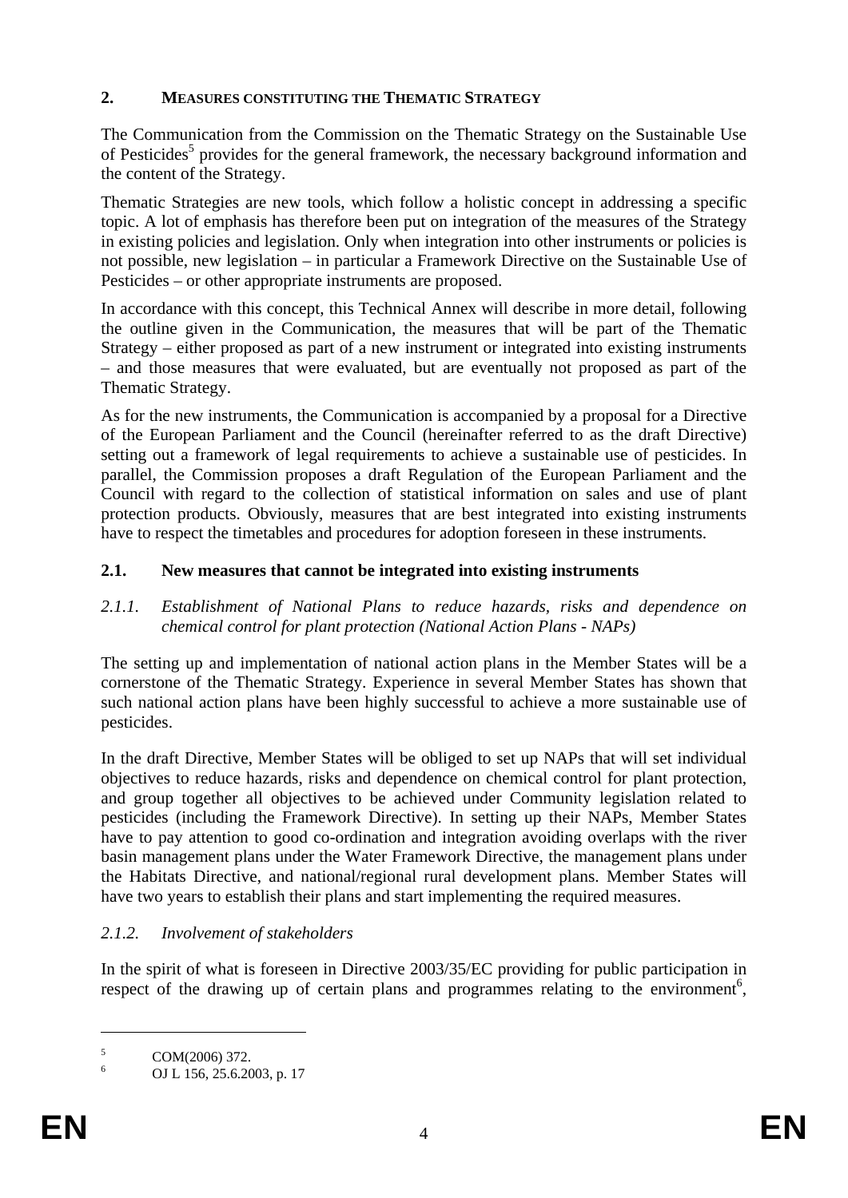## 2. MEASURES CONSTITUTING THE THEMATIC STRATEGY

The Communication from the Commission on the Thematic Strategy on the Sustainable Use of Pesticides[5] provides for the general framework, the necessary background information and the content of the Strategy.

Thematic Strategies are new tools, which follow a holistic concept in addressing a specific topic. A lot of emphasis has therefore been put on integration of the measures of the Strategy in existing policies and legislation. Only when integration into other instruments or policies is not possible, new legislation – in particular a Framework Directive on the Sustainable Use of Pesticides – or other appropriate instruments are proposed.

In accordance with this concept, this Technical Annex will describe in more detail, following the outline given in the Communication, the measures that will be part of the Thematic Strategy – either proposed as part of a new instrument or integrated into existing instruments – and those measures that were evaluated, but are eventually not proposed as part of the Thematic Strategy.

As for the new instruments, the Communication is accompanied by a proposal for a Directive of the European Parliament and the Council (hereinafter referred to as the draft Directive) setting out a framework of legal requirements to achieve a sustainable use of pesticides. In parallel, the Commission proposes a draft Regulation of the European Parliament and the Council with regard to the collection of statistical information on sales and use of plant protection products. Obviously, measures that are best integrated into existing instruments have to respect the timetables and procedures for adoption foreseen in these instruments.

### 2.1. New measures that cannot be integrated into existing instruments

#### *2.1.1. Establishment of National Plans to reduce hazards, risks and dependence on chemical control for plant protection (National Action Plans - NAPs)*

The setting up and implementation of national action plans in the Member States will be a cornerstone of the Thematic Strategy. Experience in several Member States has shown that such national action plans have been highly successful to achieve a more sustainable use of pesticides.

In the draft Directive, Member States will be obliged to set up NAPs that will set individual objectives to reduce hazards, risks and dependence on chemical control for plant protection, and group together all objectives to be achieved under Community legislation related to pesticides (including the Framework Directive). In setting up their NAPs, Member States have to pay attention to good co-ordination and integration avoiding overlaps with the river basin management plans under the Water Framework Directive, the management plans under the Habitats Directive, and national/regional rural development plans. Member States will have two years to establish their plans and start implementing the required measures.

#### *2.1.2. Involvement of stakeholders*

In the spirit of what is foreseen in Directive 2003/35/EC providing for public participation in respect of the drawing up of certain plans and programmes relating to the environment[6],

---

[5] COM(2006) 372.

[6] OJ L 156, 25.6.2003, p. 17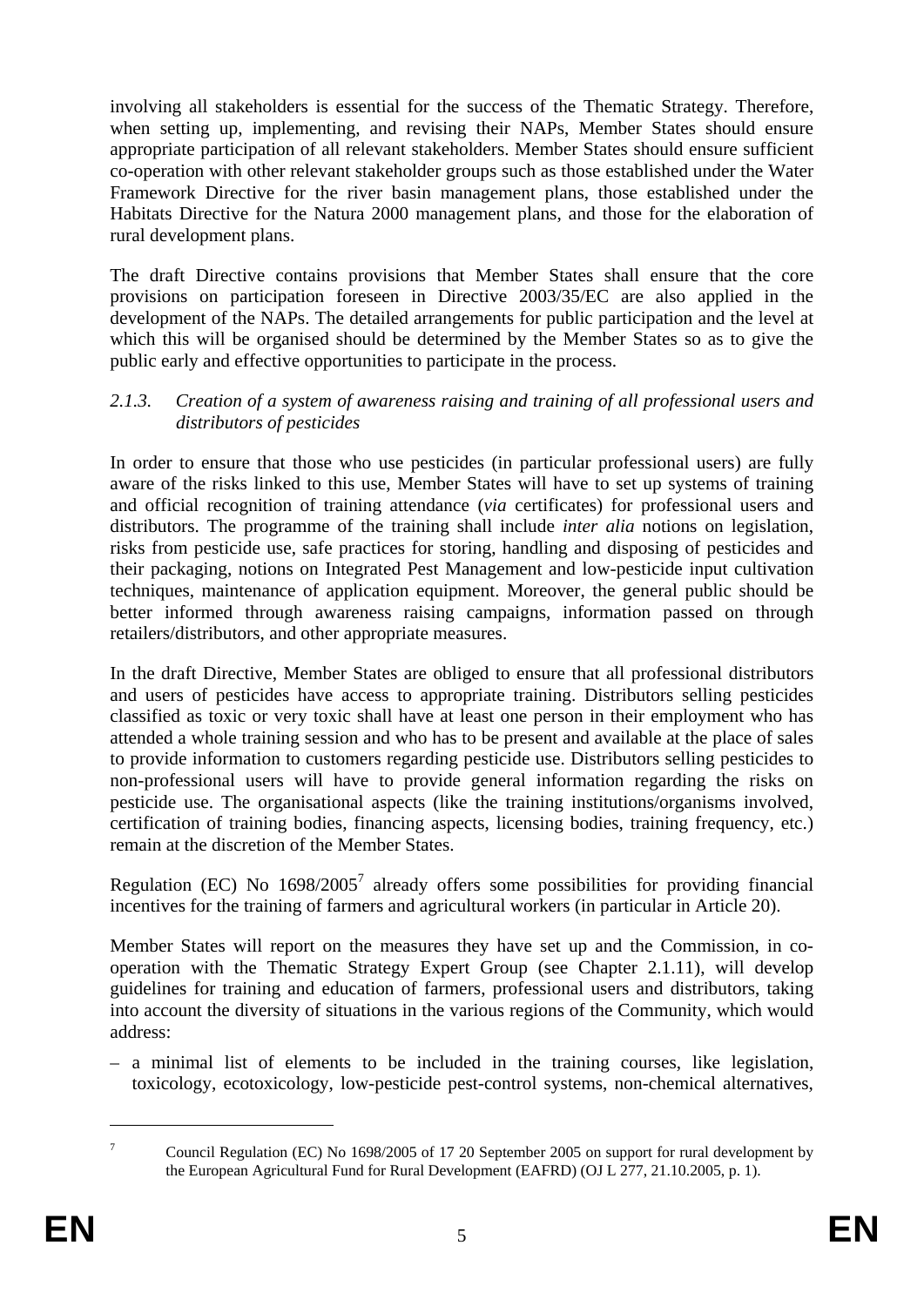involving all stakeholders is essential for the success of the Thematic Strategy. Therefore, when setting up, implementing, and revising their NAPs, Member States should ensure appropriate participation of all relevant stakeholders. Member States should ensure sufficient co-operation with other relevant stakeholder groups such as those established under the Water Framework Directive for the river basin management plans, those established under the Habitats Directive for the Natura 2000 management plans, and those for the elaboration of rural development plans.

The draft Directive contains provisions that Member States shall ensure that the core provisions on participation foreseen in Directive 2003/35/EC are also applied in the development of the NAPs. The detailed arrangements for public participation and the level at which this will be organised should be determined by the Member States so as to give the public early and effective opportunities to participate in the process.

### *2.1.3. Creation of a system of awareness raising and training of all professional users and distributors of pesticides*

In order to ensure that those who use pesticides (in particular professional users) are fully aware of the risks linked to this use, Member States will have to set up systems of training and official recognition of training attendance (*via* certificates) for professional users and distributors. The programme of the training shall include *inter alia* notions on legislation, risks from pesticide use, safe practices for storing, handling and disposing of pesticides and their packaging, notions on Integrated Pest Management and low-pesticide input cultivation techniques, maintenance of application equipment. Moreover, the general public should be better informed through awareness raising campaigns, information passed on through retailers/distributors, and other appropriate measures.

In the draft Directive, Member States are obliged to ensure that all professional distributors and users of pesticides have access to appropriate training. Distributors selling pesticides classified as toxic or very toxic shall have at least one person in their employment who has attended a whole training session and who has to be present and available at the place of sales to provide information to customers regarding pesticide use. Distributors selling pesticides to non-professional users will have to provide general information regarding the risks on pesticide use. The organisational aspects (like the training institutions/organisms involved, certification of training bodies, financing aspects, licensing bodies, training frequency, etc.) remain at the discretion of the Member States.

Regulation (EC) No 1698/2005[7] already offers some possibilities for providing financial incentives for the training of farmers and agricultural workers (in particular in Article 20).

Member States will report on the measures they have set up and the Commission, in co-operation with the Thematic Strategy Expert Group (see Chapter 2.1.11), will develop guidelines for training and education of farmers, professional users and distributors, taking into account the diversity of situations in the various regions of the Community, which would address:

– a minimal list of elements to be included in the training courses, like legislation, toxicology, ecotoxicology, low-pesticide pest-control systems, non-chemical alternatives,

---

[7] Council Regulation (EC) No 1698/2005 of 17 20 September 2005 on support for rural development by the European Agricultural Fund for Rural Development (EAFRD) (OJ L 277, 21.10.2005, p. 1).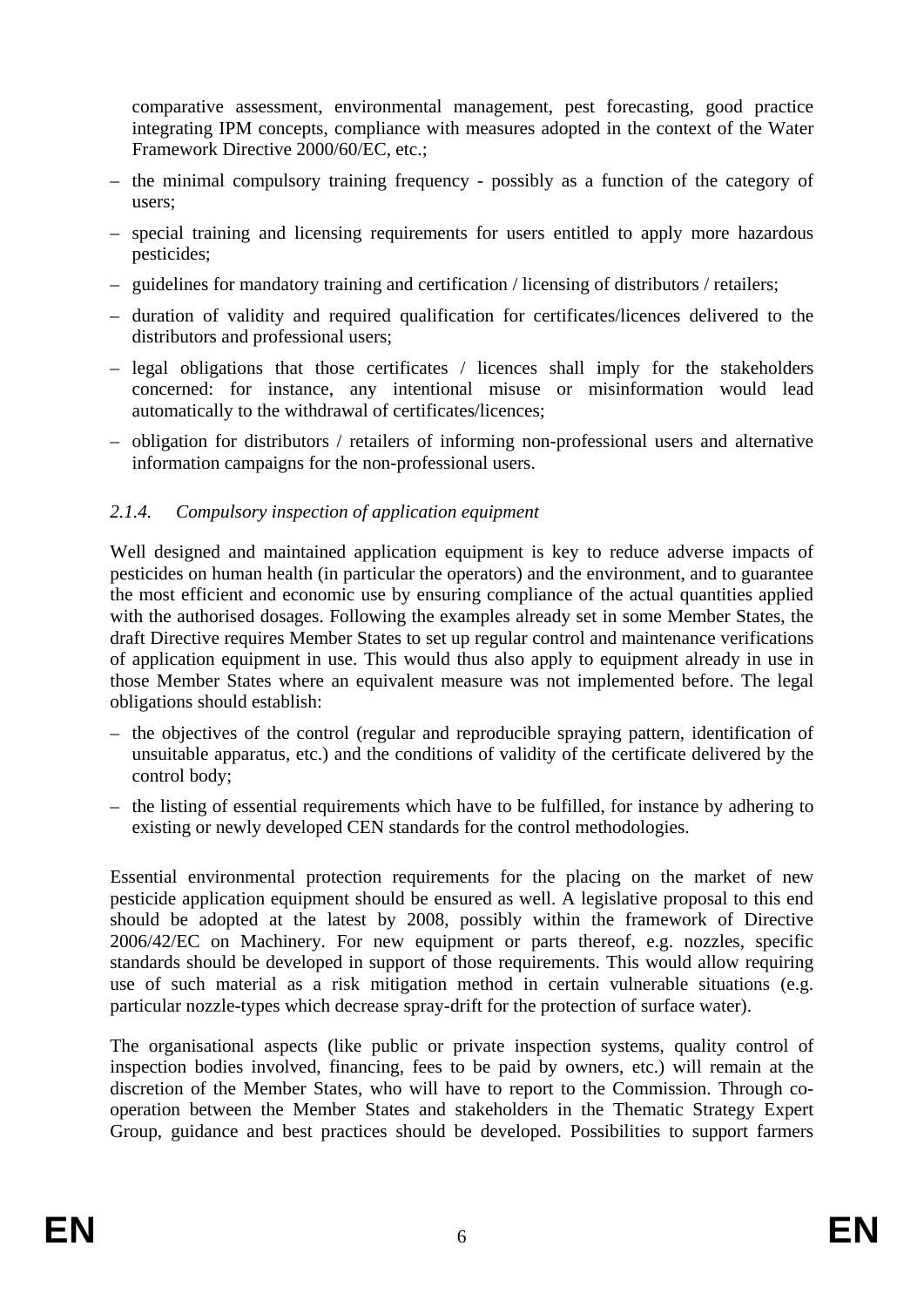comparative assessment, environmental management, pest forecasting, good practice integrating IPM concepts, compliance with measures adopted in the context of the Water Framework Directive 2000/60/EC, etc.;

- the minimal compulsory training frequency - possibly as a function of the category of users;
- special training and licensing requirements for users entitled to apply more hazardous pesticides;
- guidelines for mandatory training and certification / licensing of distributors / retailers;
- duration of validity and required qualification for certificates/licences delivered to the distributors and professional users;
- legal obligations that those certificates / licences shall imply for the stakeholders concerned: for instance, any intentional misuse or misinformation would lead automatically to the withdrawal of certificates/licences;
- obligation for distributors / retailers of informing non-professional users and alternative information campaigns for the non-professional users.

#### *2.1.4. Compulsory inspection of application equipment*

Well designed and maintained application equipment is key to reduce adverse impacts of pesticides on human health (in particular the operators) and the environment, and to guarantee the most efficient and economic use by ensuring compliance of the actual quantities applied with the authorised dosages. Following the examples already set in some Member States, the draft Directive requires Member States to set up regular control and maintenance verifications of application equipment in use. This would thus also apply to equipment already in use in those Member States where an equivalent measure was not implemented before. The legal obligations should establish:

- the objectives of the control (regular and reproducible spraying pattern, identification of unsuitable apparatus, etc.) and the conditions of validity of the certificate delivered by the control body;
- the listing of essential requirements which have to be fulfilled, for instance by adhering to existing or newly developed CEN standards for the control methodologies.

Essential environmental protection requirements for the placing on the market of new pesticide application equipment should be ensured as well. A legislative proposal to this end should be adopted at the latest by 2008, possibly within the framework of Directive 2006/42/EC on Machinery. For new equipment or parts thereof, e.g. nozzles, specific standards should be developed in support of those requirements. This would allow requiring use of such material as a risk mitigation method in certain vulnerable situations (e.g. particular nozzle-types which decrease spray-drift for the protection of surface water).

The organisational aspects (like public or private inspection systems, quality control of inspection bodies involved, financing, fees to be paid by owners, etc.) will remain at the discretion of the Member States, who will have to report to the Commission. Through co-operation between the Member States and stakeholders in the Thematic Strategy Expert Group, guidance and best practices should be developed. Possibilities to support farmers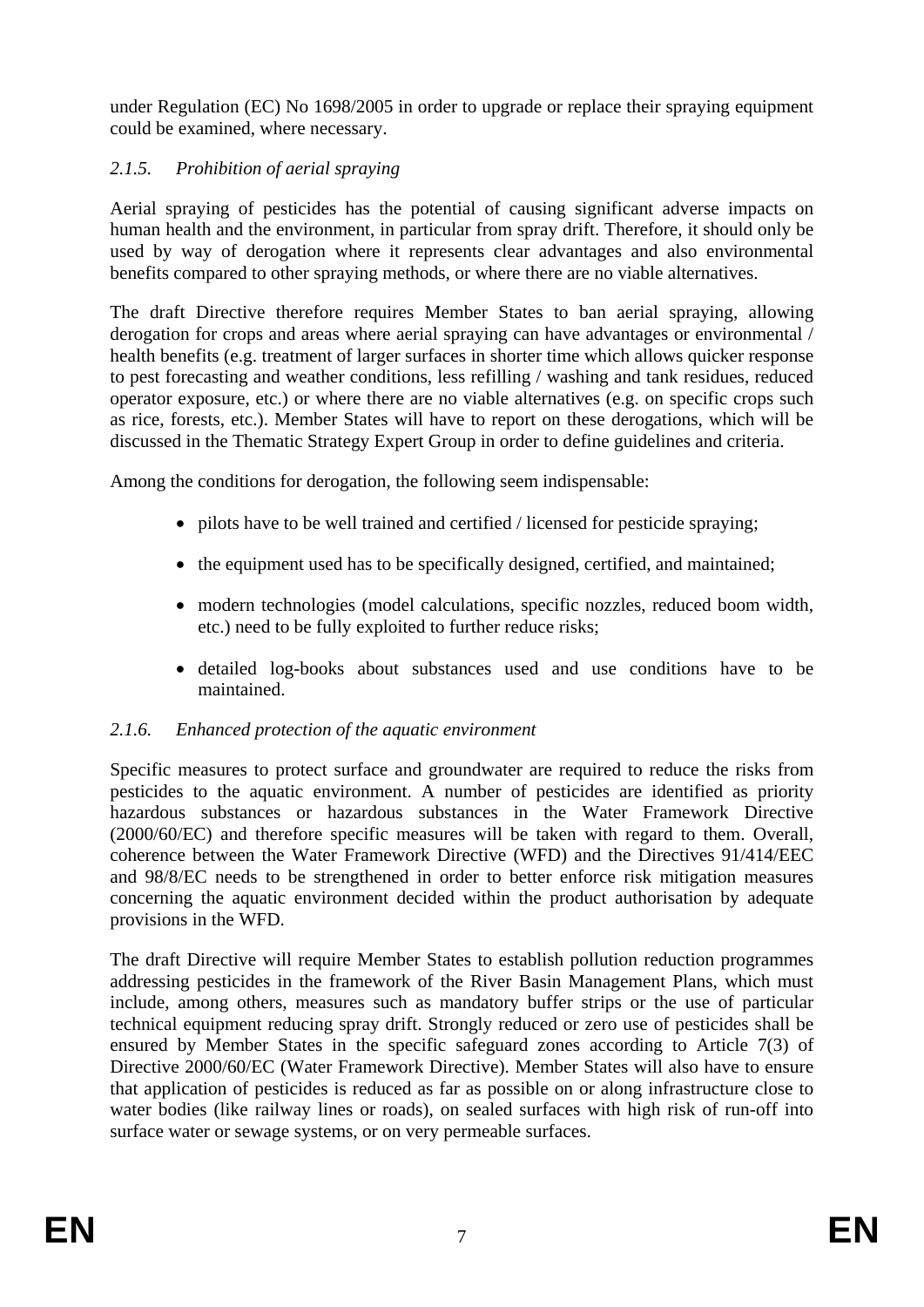under Regulation (EC) No 1698/2005 in order to upgrade or replace their spraying equipment could be examined, where necessary.

### *2.1.5. Prohibition of aerial spraying*

Aerial spraying of pesticides has the potential of causing significant adverse impacts on human health and the environment, in particular from spray drift. Therefore, it should only be used by way of derogation where it represents clear advantages and also environmental benefits compared to other spraying methods, or where there are no viable alternatives.

The draft Directive therefore requires Member States to ban aerial spraying, allowing derogation for crops and areas where aerial spraying can have advantages or environmental / health benefits (e.g. treatment of larger surfaces in shorter time which allows quicker response to pest forecasting and weather conditions, less refilling / washing and tank residues, reduced operator exposure, etc.) or where there are no viable alternatives (e.g. on specific crops such as rice, forests, etc.). Member States will have to report on these derogations, which will be discussed in the Thematic Strategy Expert Group in order to define guidelines and criteria.

Among the conditions for derogation, the following seem indispensable:

- pilots have to be well trained and certified / licensed for pesticide spraying;
- the equipment used has to be specifically designed, certified, and maintained;
- modern technologies (model calculations, specific nozzles, reduced boom width, etc.) need to be fully exploited to further reduce risks;
- detailed log-books about substances used and use conditions have to be maintained.

### *2.1.6. Enhanced protection of the aquatic environment*

Specific measures to protect surface and groundwater are required to reduce the risks from pesticides to the aquatic environment. A number of pesticides are identified as priority hazardous substances or hazardous substances in the Water Framework Directive (2000/60/EC) and therefore specific measures will be taken with regard to them. Overall, coherence between the Water Framework Directive (WFD) and the Directives 91/414/EEC and 98/8/EC needs to be strengthened in order to better enforce risk mitigation measures concerning the aquatic environment decided within the product authorisation by adequate provisions in the WFD.

The draft Directive will require Member States to establish pollution reduction programmes addressing pesticides in the framework of the River Basin Management Plans, which must include, among others, measures such as mandatory buffer strips or the use of particular technical equipment reducing spray drift. Strongly reduced or zero use of pesticides shall be ensured by Member States in the specific safeguard zones according to Article 7(3) of Directive 2000/60/EC (Water Framework Directive). Member States will also have to ensure that application of pesticides is reduced as far as possible on or along infrastructure close to water bodies (like railway lines or roads), on sealed surfaces with high risk of run-off into surface water or sewage systems, or on very permeable surfaces.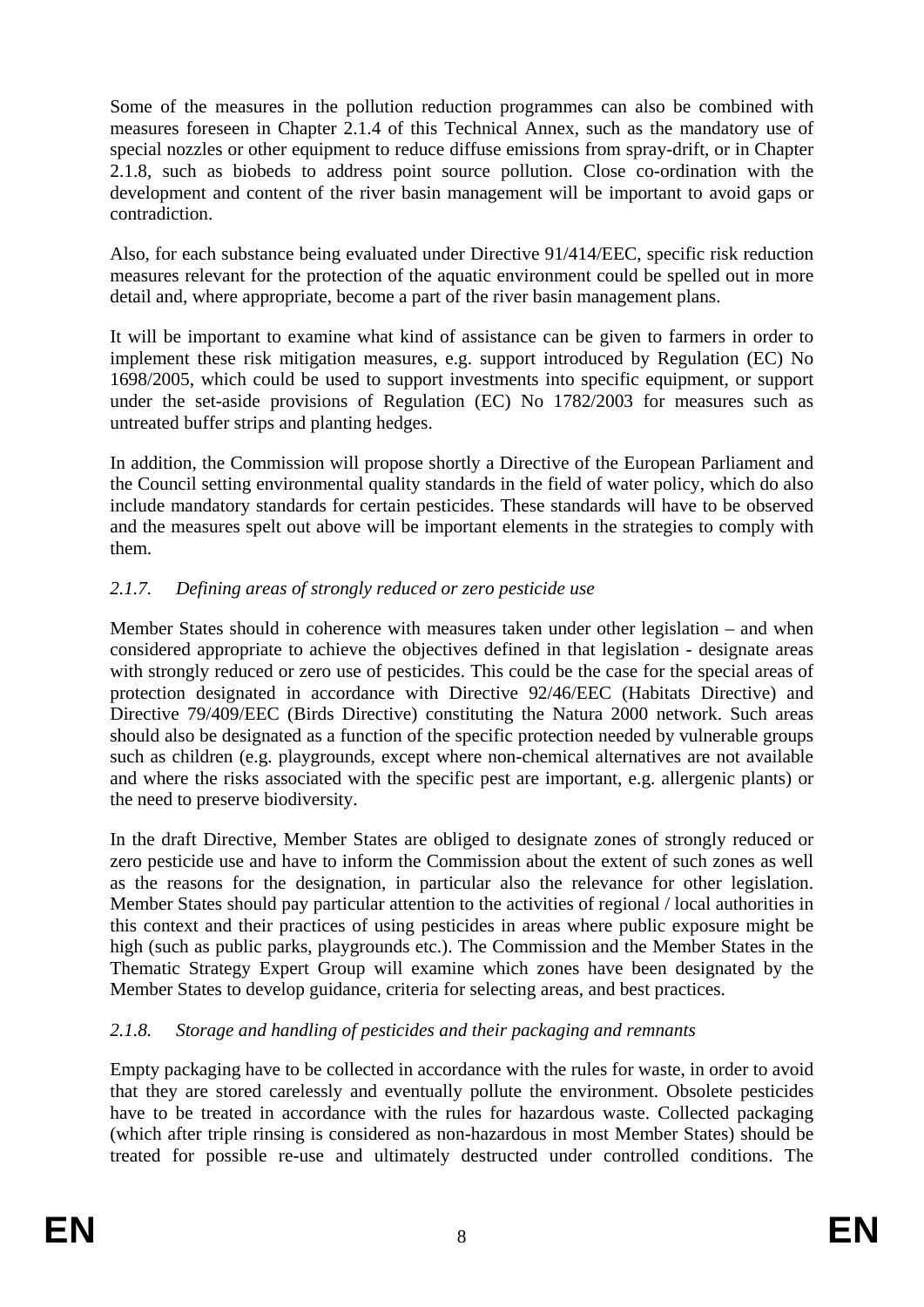Some of the measures in the pollution reduction programmes can also be combined with measures foreseen in Chapter 2.1.4 of this Technical Annex, such as the mandatory use of special nozzles or other equipment to reduce diffuse emissions from spray-drift, or in Chapter 2.1.8, such as biobeds to address point source pollution. Close co-ordination with the development and content of the river basin management will be important to avoid gaps or contradiction.

Also, for each substance being evaluated under Directive 91/414/EEC, specific risk reduction measures relevant for the protection of the aquatic environment could be spelled out in more detail and, where appropriate, become a part of the river basin management plans.

It will be important to examine what kind of assistance can be given to farmers in order to implement these risk mitigation measures, e.g. support introduced by Regulation (EC) No 1698/2005, which could be used to support investments into specific equipment, or support under the set-aside provisions of Regulation (EC) No 1782/2003 for measures such as untreated buffer strips and planting hedges.

In addition, the Commission will propose shortly a Directive of the European Parliament and the Council setting environmental quality standards in the field of water policy, which do also include mandatory standards for certain pesticides. These standards will have to be observed and the measures spelt out above will be important elements in the strategies to comply with them.

### *2.1.7. Defining areas of strongly reduced or zero pesticide use*

Member States should in coherence with measures taken under other legislation – and when considered appropriate to achieve the objectives defined in that legislation - designate areas with strongly reduced or zero use of pesticides. This could be the case for the special areas of protection designated in accordance with Directive 92/46/EEC (Habitats Directive) and Directive 79/409/EEC (Birds Directive) constituting the Natura 2000 network. Such areas should also be designated as a function of the specific protection needed by vulnerable groups such as children (e.g. playgrounds, except where non-chemical alternatives are not available and where the risks associated with the specific pest are important, e.g. allergenic plants) or the need to preserve biodiversity.

In the draft Directive, Member States are obliged to designate zones of strongly reduced or zero pesticide use and have to inform the Commission about the extent of such zones as well as the reasons for the designation, in particular also the relevance for other legislation. Member States should pay particular attention to the activities of regional / local authorities in this context and their practices of using pesticides in areas where public exposure might be high (such as public parks, playgrounds etc.). The Commission and the Member States in the Thematic Strategy Expert Group will examine which zones have been designated by the Member States to develop guidance, criteria for selecting areas, and best practices.

### *2.1.8. Storage and handling of pesticides and their packaging and remnants*

Empty packaging have to be collected in accordance with the rules for waste, in order to avoid that they are stored carelessly and eventually pollute the environment. Obsolete pesticides have to be treated in accordance with the rules for hazardous waste. Collected packaging (which after triple rinsing is considered as non-hazardous in most Member States) should be treated for possible re-use and ultimately destructed under controlled conditions. The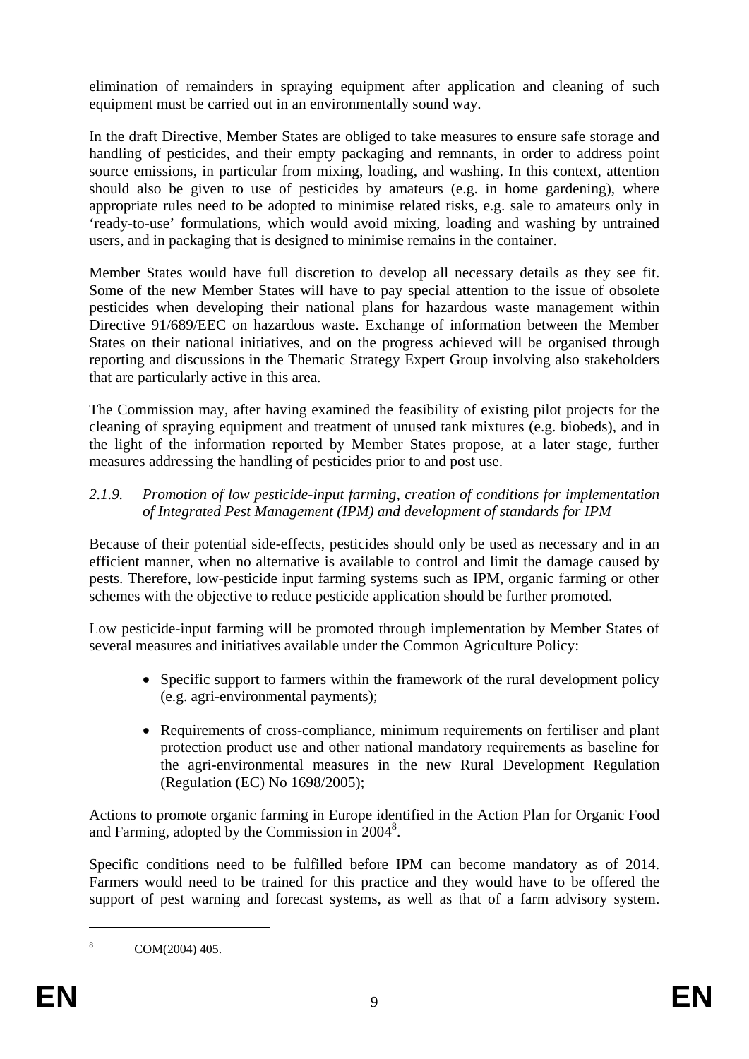elimination of remainders in spraying equipment after application and cleaning of such equipment must be carried out in an environmentally sound way.

In the draft Directive, Member States are obliged to take measures to ensure safe storage and handling of pesticides, and their empty packaging and remnants, in order to address point source emissions, in particular from mixing, loading, and washing. In this context, attention should also be given to use of pesticides by amateurs (e.g. in home gardening), where appropriate rules need to be adopted to minimise related risks, e.g. sale to amateurs only in 'ready-to-use' formulations, which would avoid mixing, loading and washing by untrained users, and in packaging that is designed to minimise remains in the container.

Member States would have full discretion to develop all necessary details as they see fit. Some of the new Member States will have to pay special attention to the issue of obsolete pesticides when developing their national plans for hazardous waste management within Directive 91/689/EEC on hazardous waste. Exchange of information between the Member States on their national initiatives, and on the progress achieved will be organised through reporting and discussions in the Thematic Strategy Expert Group involving also stakeholders that are particularly active in this area.

The Commission may, after having examined the feasibility of existing pilot projects for the cleaning of spraying equipment and treatment of unused tank mixtures (e.g. biobeds), and in the light of the information reported by Member States propose, at a later stage, further measures addressing the handling of pesticides prior to and post use.

### *2.1.9. Promotion of low pesticide-input farming, creation of conditions for implementation of Integrated Pest Management (IPM) and development of standards for IPM*

Because of their potential side-effects, pesticides should only be used as necessary and in an efficient manner, when no alternative is available to control and limit the damage caused by pests. Therefore, low-pesticide input farming systems such as IPM, organic farming or other schemes with the objective to reduce pesticide application should be further promoted.

Low pesticide-input farming will be promoted through implementation by Member States of several measures and initiatives available under the Common Agriculture Policy:

- Specific support to farmers within the framework of the rural development policy (e.g. agri-environmental payments);
- Requirements of cross-compliance, minimum requirements on fertiliser and plant protection product use and other national mandatory requirements as baseline for the agri-environmental measures in the new Rural Development Regulation (Regulation (EC) No 1698/2005);

Actions to promote organic farming in Europe identified in the Action Plan for Organic Food and Farming, adopted by the Commission in 2004[8].

Specific conditions need to be fulfilled before IPM can become mandatory as of 2014. Farmers would need to be trained for this practice and they would have to be offered the support of pest warning and forecast systems, as well as that of a farm advisory system.

[8] COM(2004) 405.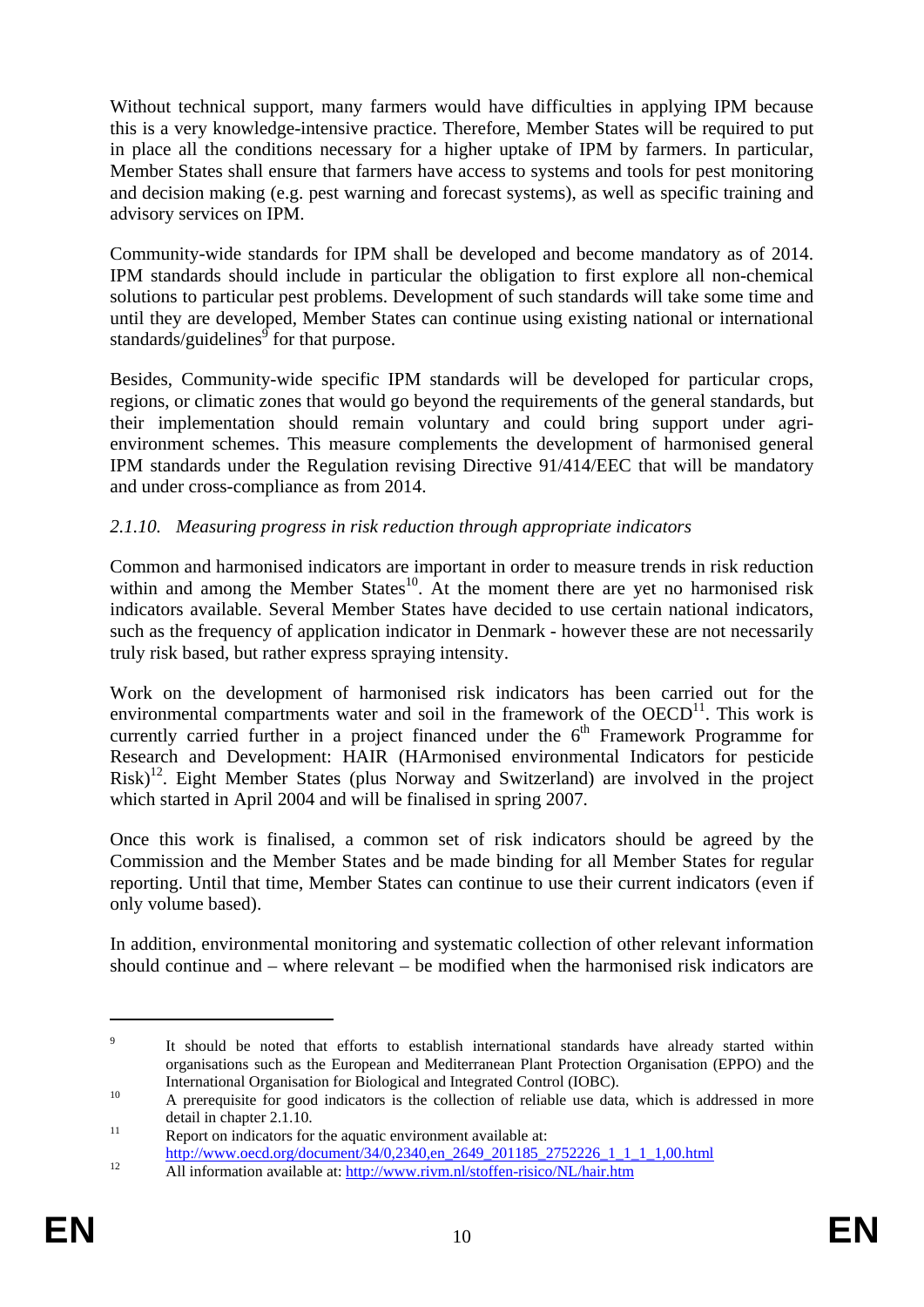Without technical support, many farmers would have difficulties in applying IPM because this is a very knowledge-intensive practice. Therefore, Member States will be required to put in place all the conditions necessary for a higher uptake of IPM by farmers. In particular, Member States shall ensure that farmers have access to systems and tools for pest monitoring and decision making (e.g. pest warning and forecast systems), as well as specific training and advisory services on IPM.

Community-wide standards for IPM shall be developed and become mandatory as of 2014. IPM standards should include in particular the obligation to first explore all non-chemical solutions to particular pest problems. Development of such standards will take some time and until they are developed, Member States can continue using existing national or international standards/guidelines[9] for that purpose.

Besides, Community-wide specific IPM standards will be developed for particular crops, regions, or climatic zones that would go beyond the requirements of the general standards, but their implementation should remain voluntary and could bring support under agri-environment schemes. This measure complements the development of harmonised general IPM standards under the Regulation revising Directive 91/414/EEC that will be mandatory and under cross-compliance as from 2014.

### *2.1.10. Measuring progress in risk reduction through appropriate indicators*

Common and harmonised indicators are important in order to measure trends in risk reduction within and among the Member States[10]. At the moment there are yet no harmonised risk indicators available. Several Member States have decided to use certain national indicators, such as the frequency of application indicator in Denmark - however these are not necessarily truly risk based, but rather express spraying intensity.

Work on the development of harmonised risk indicators has been carried out for the environmental compartments water and soil in the framework of the OECD[11]. This work is currently carried further in a project financed under the 6th Framework Programme for Research and Development: HAIR (HArmonised environmental Indicators for pesticide Risk)[12]. Eight Member States (plus Norway and Switzerland) are involved in the project which started in April 2004 and will be finalised in spring 2007.

Once this work is finalised, a common set of risk indicators should be agreed by the Commission and the Member States and be made binding for all Member States for regular reporting. Until that time, Member States can continue to use their current indicators (even if only volume based).

In addition, environmental monitoring and systematic collection of other relevant information should continue and – where relevant – be modified when the harmonised risk indicators are

---

[9] It should be noted that efforts to establish international standards have already started within organisations such as the European and Mediterranean Plant Protection Organisation (EPPO) and the International Organisation for Biological and Integrated Control (IOBC).

[10] A prerequisite for good indicators is the collection of reliable use data, which is addressed in more detail in chapter 2.1.10.

[11] Report on indicators for the aquatic environment available at: http://www.oecd.org/document/34/0,2340,en_2649_201185_2752226_1_1_1_1,00.html

[12] All information available at: http://www.rivm.nl/stoffen-risico/NL/hair.htm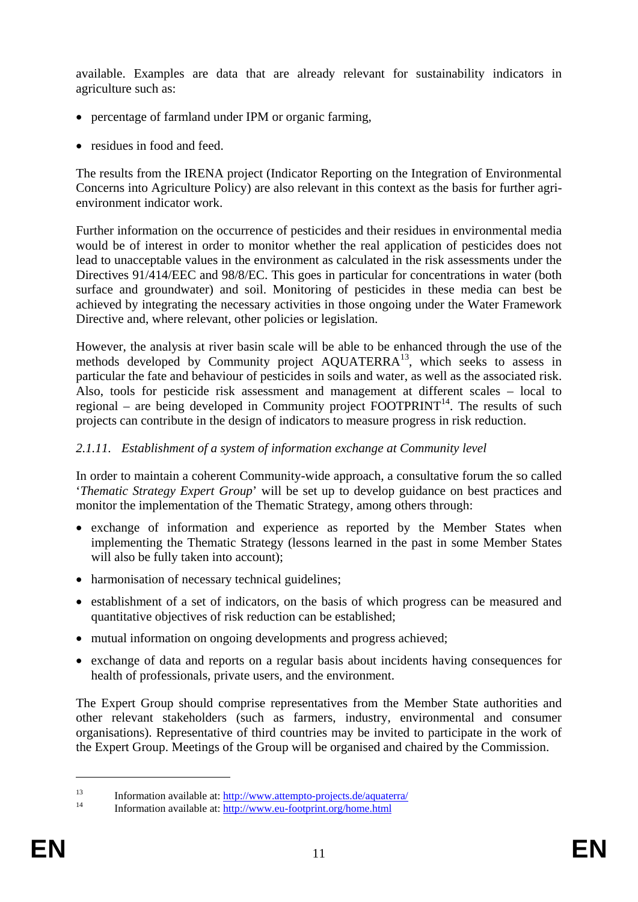available. Examples are data that are already relevant for sustainability indicators in agriculture such as:

- percentage of farmland under IPM or organic farming,
- residues in food and feed.

The results from the IRENA project (Indicator Reporting on the Integration of Environmental Concerns into Agriculture Policy) are also relevant in this context as the basis for further agri-environment indicator work.

Further information on the occurrence of pesticides and their residues in environmental media would be of interest in order to monitor whether the real application of pesticides does not lead to unacceptable values in the environment as calculated in the risk assessments under the Directives 91/414/EEC and 98/8/EC. This goes in particular for concentrations in water (both surface and groundwater) and soil. Monitoring of pesticides in these media can best be achieved by integrating the necessary activities in those ongoing under the Water Framework Directive and, where relevant, other policies or legislation.

However, the analysis at river basin scale will be able to be enhanced through the use of the methods developed by Community project AQUATERRA[13], which seeks to assess in particular the fate and behaviour of pesticides in soils and water, as well as the associated risk. Also, tools for pesticide risk assessment and management at different scales – local to regional – are being developed in Community project FOOTPRINT[14]. The results of such projects can contribute in the design of indicators to measure progress in risk reduction.

### *2.1.11. Establishment of a system of information exchange at Community level*

In order to maintain a coherent Community-wide approach, a consultative forum the so called '*Thematic Strategy Expert Group*' will be set up to develop guidance on best practices and monitor the implementation of the Thematic Strategy, among others through:

- exchange of information and experience as reported by the Member States when implementing the Thematic Strategy (lessons learned in the past in some Member States will also be fully taken into account);
- harmonisation of necessary technical guidelines;
- establishment of a set of indicators, on the basis of which progress can be measured and quantitative objectives of risk reduction can be established;
- mutual information on ongoing developments and progress achieved;
- exchange of data and reports on a regular basis about incidents having consequences for health of professionals, private users, and the environment.

The Expert Group should comprise representatives from the Member State authorities and other relevant stakeholders (such as farmers, industry, environmental and consumer organisations). Representative of third countries may be invited to participate in the work of the Expert Group. Meetings of the Group will be organised and chaired by the Commission.

---

[13] Information available at: http://www.attempto-projects.de/aquaterra/

[14] Information available at: http://www.eu-footprint.org/home.html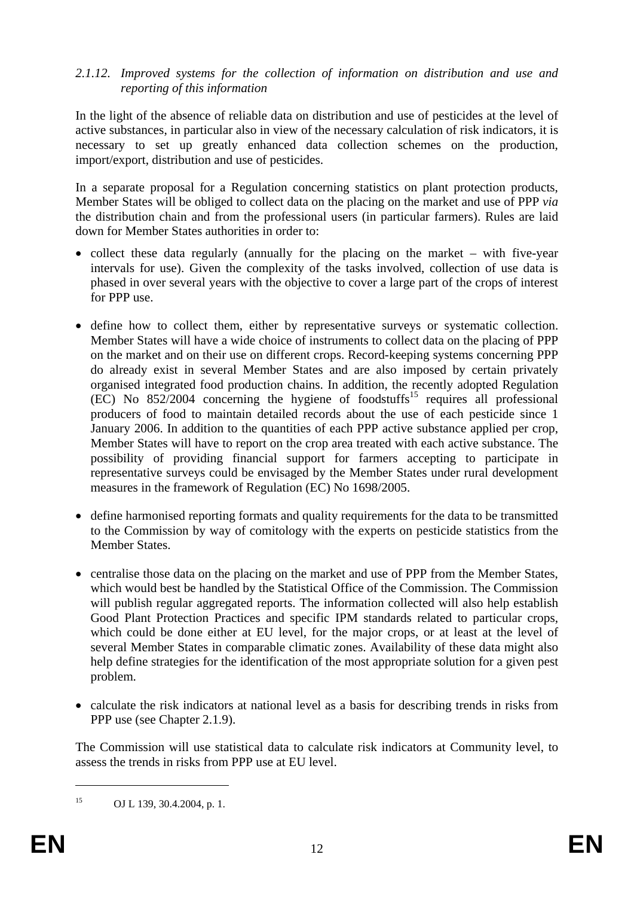### *2.1.12. Improved systems for the collection of information on distribution and use and reporting of this information*

In the light of the absence of reliable data on distribution and use of pesticides at the level of active substances, in particular also in view of the necessary calculation of risk indicators, it is necessary to set up greatly enhanced data collection schemes on the production, import/export, distribution and use of pesticides.

In a separate proposal for a Regulation concerning statistics on plant protection products, Member States will be obliged to collect data on the placing on the market and use of PPP *via* the distribution chain and from the professional users (in particular farmers). Rules are laid down for Member States authorities in order to:

- collect these data regularly (annually for the placing on the market – with five-year intervals for use). Given the complexity of the tasks involved, collection of use data is phased in over several years with the objective to cover a large part of the crops of interest for PPP use.
- define how to collect them, either by representative surveys or systematic collection. Member States will have a wide choice of instruments to collect data on the placing of PPP on the market and on their use on different crops. Record-keeping systems concerning PPP do already exist in several Member States and are also imposed by certain privately organised integrated food production chains. In addition, the recently adopted Regulation (EC) No 852/2004 concerning the hygiene of foodstuffs[15] requires all professional producers of food to maintain detailed records about the use of each pesticide since 1 January 2006. In addition to the quantities of each PPP active substance applied per crop, Member States will have to report on the crop area treated with each active substance. The possibility of providing financial support for farmers accepting to participate in representative surveys could be envisaged by the Member States under rural development measures in the framework of Regulation (EC) No 1698/2005.
- define harmonised reporting formats and quality requirements for the data to be transmitted to the Commission by way of comitology with the experts on pesticide statistics from the Member States.
- centralise those data on the placing on the market and use of PPP from the Member States, which would best be handled by the Statistical Office of the Commission. The Commission will publish regular aggregated reports. The information collected will also help establish Good Plant Protection Practices and specific IPM standards related to particular crops, which could be done either at EU level, for the major crops, or at least at the level of several Member States in comparable climatic zones. Availability of these data might also help define strategies for the identification of the most appropriate solution for a given pest problem.
- calculate the risk indicators at national level as a basis for describing trends in risks from PPP use (see Chapter 2.1.9).

The Commission will use statistical data to calculate risk indicators at Community level, to assess the trends in risks from PPP use at EU level.

---

[15] OJ L 139, 30.4.2004, p. 1.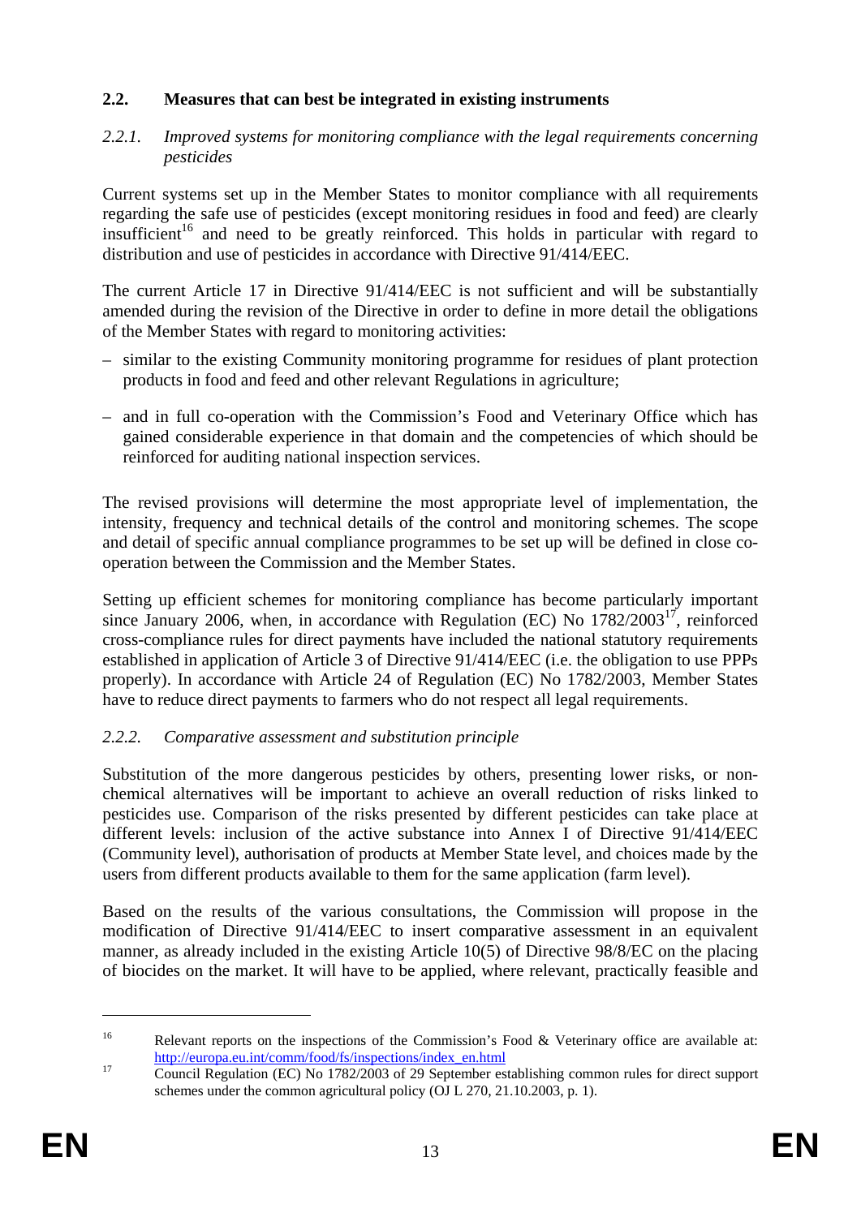### 2.2. Measures that can best be integrated in existing instruments

#### *2.2.1. Improved systems for monitoring compliance with the legal requirements concerning pesticides*

Current systems set up in the Member States to monitor compliance with all requirements regarding the safe use of pesticides (except monitoring residues in food and feed) are clearly insufficient[16] and need to be greatly reinforced. This holds in particular with regard to distribution and use of pesticides in accordance with Directive 91/414/EEC.

The current Article 17 in Directive 91/414/EEC is not sufficient and will be substantially amended during the revision of the Directive in order to define in more detail the obligations of the Member States with regard to monitoring activities:

- similar to the existing Community monitoring programme for residues of plant protection products in food and feed and other relevant Regulations in agriculture;
- and in full co-operation with the Commission's Food and Veterinary Office which has gained considerable experience in that domain and the competencies of which should be reinforced for auditing national inspection services.

The revised provisions will determine the most appropriate level of implementation, the intensity, frequency and technical details of the control and monitoring schemes. The scope and detail of specific annual compliance programmes to be set up will be defined in close co-operation between the Commission and the Member States.

Setting up efficient schemes for monitoring compliance has become particularly important since January 2006, when, in accordance with Regulation (EC) No 1782/2003[17], reinforced cross-compliance rules for direct payments have included the national statutory requirements established in application of Article 3 of Directive 91/414/EEC (i.e. the obligation to use PPPs properly). In accordance with Article 24 of Regulation (EC) No 1782/2003, Member States have to reduce direct payments to farmers who do not respect all legal requirements.

#### *2.2.2. Comparative assessment and substitution principle*

Substitution of the more dangerous pesticides by others, presenting lower risks, or non-chemical alternatives will be important to achieve an overall reduction of risks linked to pesticides use. Comparison of the risks presented by different pesticides can take place at different levels: inclusion of the active substance into Annex I of Directive 91/414/EEC (Community level), authorisation of products at Member State level, and choices made by the users from different products available to them for the same application (farm level).

Based on the results of the various consultations, the Commission will propose in the modification of Directive 91/414/EEC to insert comparative assessment in an equivalent manner, as already included in the existing Article 10(5) of Directive 98/8/EC on the placing of biocides on the market. It will have to be applied, where relevant, practically feasible and

---

[16] Relevant reports on the inspections of the Commission's Food & Veterinary office are available at: http://europa.eu.int/comm/food/fs/inspections/index_en.html

[17] Council Regulation (EC) No 1782/2003 of 29 September establishing common rules for direct support schemes under the common agricultural policy (OJ L 270, 21.10.2003, p. 1).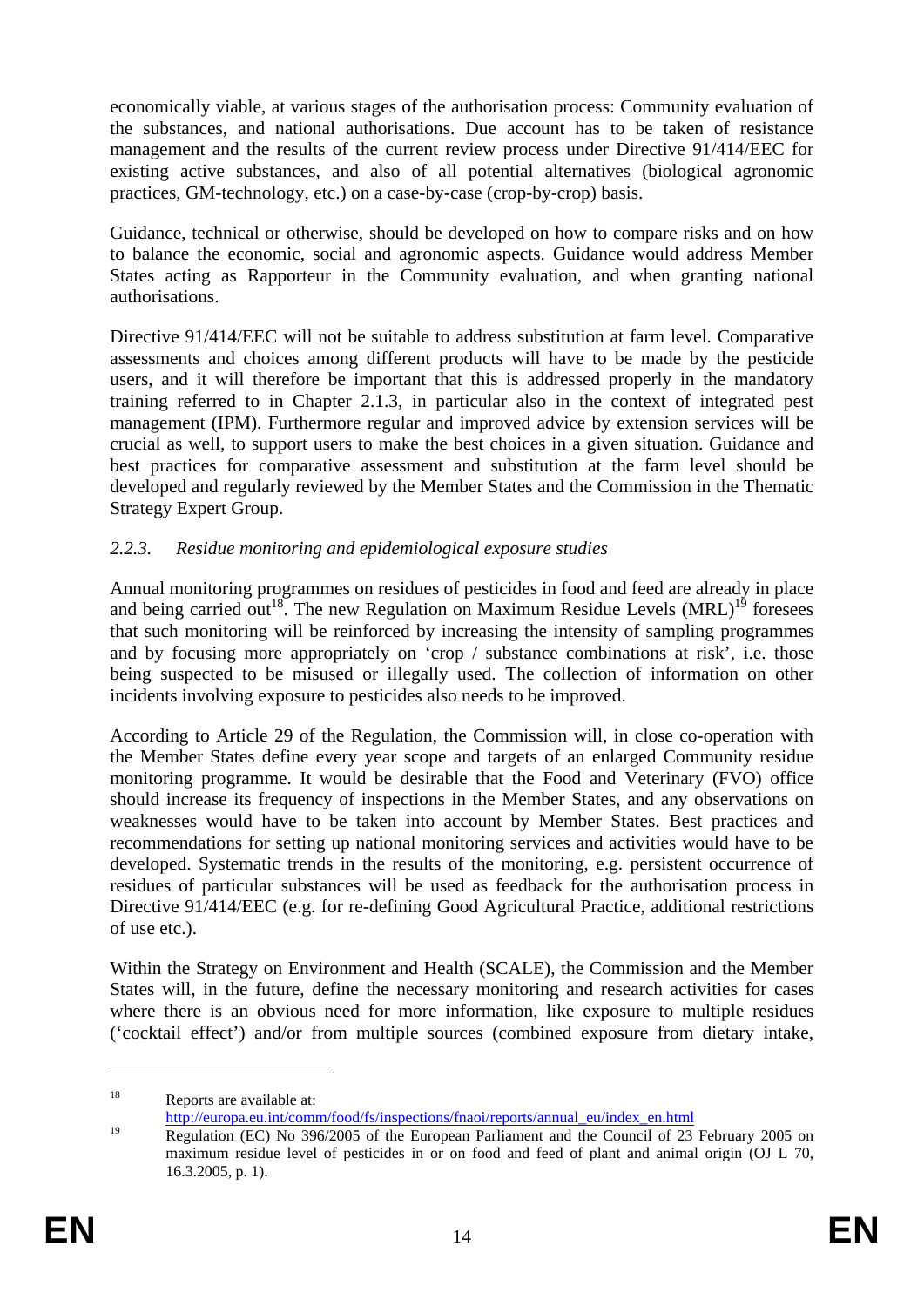economically viable, at various stages of the authorisation process: Community evaluation of the substances, and national authorisations. Due account has to be taken of resistance management and the results of the current review process under Directive 91/414/EEC for existing active substances, and also of all potential alternatives (biological agronomic practices, GM-technology, etc.) on a case-by-case (crop-by-crop) basis.

Guidance, technical or otherwise, should be developed on how to compare risks and on how to balance the economic, social and agronomic aspects. Guidance would address Member States acting as Rapporteur in the Community evaluation, and when granting national authorisations.

Directive 91/414/EEC will not be suitable to address substitution at farm level. Comparative assessments and choices among different products will have to be made by the pesticide users, and it will therefore be important that this is addressed properly in the mandatory training referred to in Chapter 2.1.3, in particular also in the context of integrated pest management (IPM). Furthermore regular and improved advice by extension services will be crucial as well, to support users to make the best choices in a given situation. Guidance and best practices for comparative assessment and substitution at the farm level should be developed and regularly reviewed by the Member States and the Commission in the Thematic Strategy Expert Group.

### *2.2.3. Residue monitoring and epidemiological exposure studies*

Annual monitoring programmes on residues of pesticides in food and feed are already in place and being carried out[18]. The new Regulation on Maximum Residue Levels (MRL)[19] foresees that such monitoring will be reinforced by increasing the intensity of sampling programmes and by focusing more appropriately on 'crop / substance combinations at risk', i.e. those being suspected to be misused or illegally used. The collection of information on other incidents involving exposure to pesticides also needs to be improved.

According to Article 29 of the Regulation, the Commission will, in close co-operation with the Member States define every year scope and targets of an enlarged Community residue monitoring programme. It would be desirable that the Food and Veterinary (FVO) office should increase its frequency of inspections in the Member States, and any observations on weaknesses would have to be taken into account by Member States. Best practices and recommendations for setting up national monitoring services and activities would have to be developed. Systematic trends in the results of the monitoring, e.g. persistent occurrence of residues of particular substances will be used as feedback for the authorisation process in Directive 91/414/EEC (e.g. for re-defining Good Agricultural Practice, additional restrictions of use etc.).

Within the Strategy on Environment and Health (SCALE), the Commission and the Member States will, in the future, define the necessary monitoring and research activities for cases where there is an obvious need for more information, like exposure to multiple residues ('cocktail effect') and/or from multiple sources (combined exposure from dietary intake,

---

[18] Reports are available at: http://europa.eu.int/comm/food/fs/inspections/fnaoi/reports/annual_eu/index_en.html

[19] Regulation (EC) No 396/2005 of the European Parliament and the Council of 23 February 2005 on maximum residue level of pesticides in or on food and feed of plant and animal origin (OJ L 70, 16.3.2005, p. 1).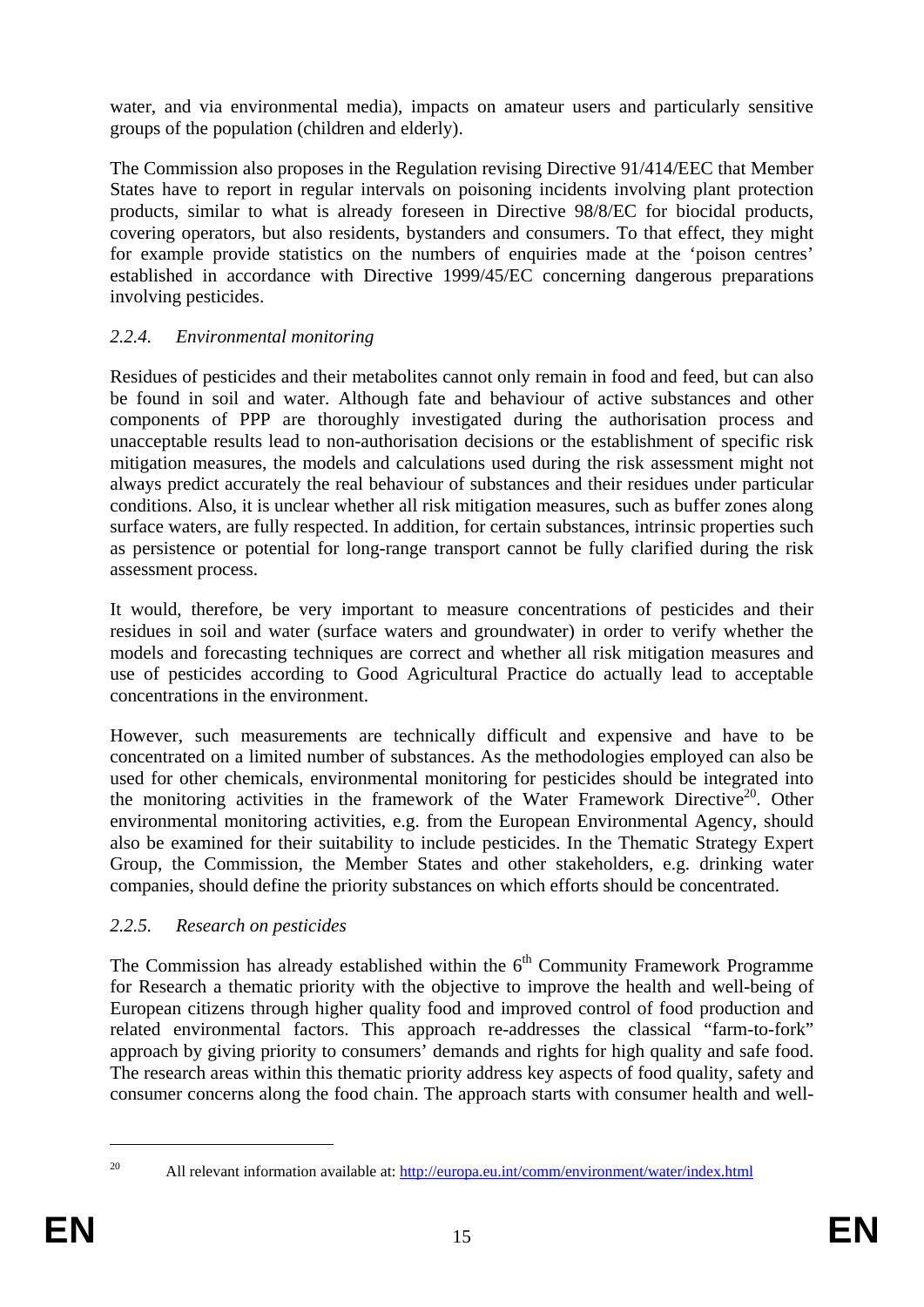water, and via environmental media), impacts on amateur users and particularly sensitive groups of the population (children and elderly).

The Commission also proposes in the Regulation revising Directive 91/414/EEC that Member States have to report in regular intervals on poisoning incidents involving plant protection products, similar to what is already foreseen in Directive 98/8/EC for biocidal products, covering operators, but also residents, bystanders and consumers. To that effect, they might for example provide statistics on the numbers of enquiries made at the 'poison centres' established in accordance with Directive 1999/45/EC concerning dangerous preparations involving pesticides.

### *2.2.4. Environmental monitoring*

Residues of pesticides and their metabolites cannot only remain in food and feed, but can also be found in soil and water. Although fate and behaviour of active substances and other components of PPP are thoroughly investigated during the authorisation process and unacceptable results lead to non-authorisation decisions or the establishment of specific risk mitigation measures, the models and calculations used during the risk assessment might not always predict accurately the real behaviour of substances and their residues under particular conditions. Also, it is unclear whether all risk mitigation measures, such as buffer zones along surface waters, are fully respected. In addition, for certain substances, intrinsic properties such as persistence or potential for long-range transport cannot be fully clarified during the risk assessment process.

It would, therefore, be very important to measure concentrations of pesticides and their residues in soil and water (surface waters and groundwater) in order to verify whether the models and forecasting techniques are correct and whether all risk mitigation measures and use of pesticides according to Good Agricultural Practice do actually lead to acceptable concentrations in the environment.

However, such measurements are technically difficult and expensive and have to be concentrated on a limited number of substances. As the methodologies employed can also be used for other chemicals, environmental monitoring for pesticides should be integrated into the monitoring activities in the framework of the Water Framework Directive[20]. Other environmental monitoring activities, e.g. from the European Environmental Agency, should also be examined for their suitability to include pesticides. In the Thematic Strategy Expert Group, the Commission, the Member States and other stakeholders, e.g. drinking water companies, should define the priority substances on which efforts should be concentrated.

### *2.2.5. Research on pesticides*

The Commission has already established within the 6th Community Framework Programme for Research a thematic priority with the objective to improve the health and well-being of European citizens through higher quality food and improved control of food production and related environmental factors. This approach re-addresses the classical "farm-to-fork" approach by giving priority to consumers' demands and rights for high quality and safe food. The research areas within this thematic priority address key aspects of food quality, safety and consumer concerns along the food chain. The approach starts with consumer health and well-

[20] All relevant information available at: http://europa.eu.int/comm/environment/water/index.html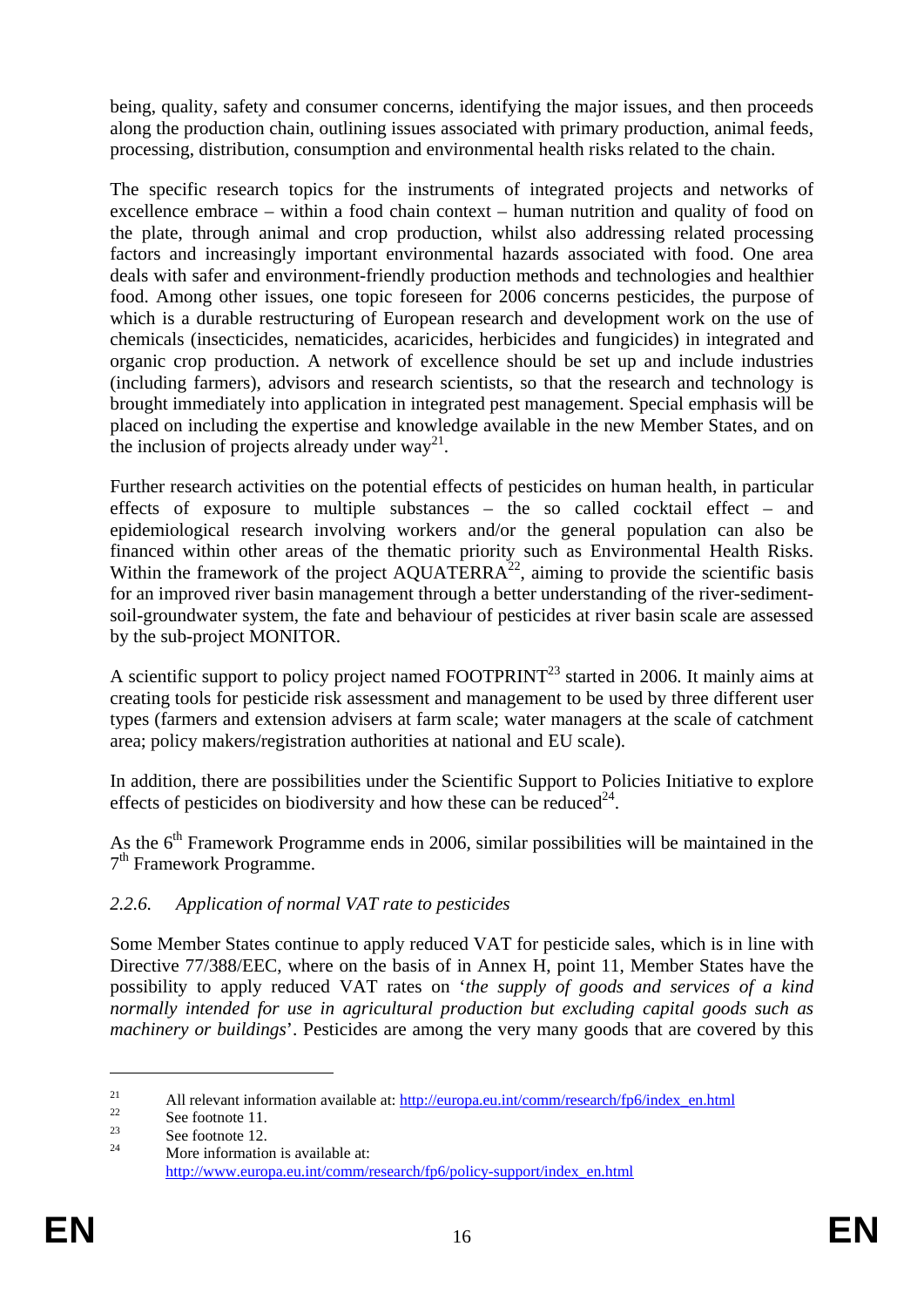being, quality, safety and consumer concerns, identifying the major issues, and then proceeds along the production chain, outlining issues associated with primary production, animal feeds, processing, distribution, consumption and environmental health risks related to the chain.

The specific research topics for the instruments of integrated projects and networks of excellence embrace – within a food chain context – human nutrition and quality of food on the plate, through animal and crop production, whilst also addressing related processing factors and increasingly important environmental hazards associated with food. One area deals with safer and environment-friendly production methods and technologies and healthier food. Among other issues, one topic foreseen for 2006 concerns pesticides, the purpose of which is a durable restructuring of European research and development work on the use of chemicals (insecticides, nematicides, acaricides, herbicides and fungicides) in integrated and organic crop production. A network of excellence should be set up and include industries (including farmers), advisors and research scientists, so that the research and technology is brought immediately into application in integrated pest management. Special emphasis will be placed on including the expertise and knowledge available in the new Member States, and on the inclusion of projects already under way[21].

Further research activities on the potential effects of pesticides on human health, in particular effects of exposure to multiple substances – the so called cocktail effect – and epidemiological research involving workers and/or the general population can also be financed within other areas of the thematic priority such as Environmental Health Risks. Within the framework of the project AQUATERRA[22], aiming to provide the scientific basis for an improved river basin management through a better understanding of the river-sediment-soil-groundwater system, the fate and behaviour of pesticides at river basin scale are assessed by the sub-project MONITOR.

A scientific support to policy project named FOOTPRINT[23] started in 2006. It mainly aims at creating tools for pesticide risk assessment and management to be used by three different user types (farmers and extension advisers at farm scale; water managers at the scale of catchment area; policy makers/registration authorities at national and EU scale).

In addition, there are possibilities under the Scientific Support to Policies Initiative to explore effects of pesticides on biodiversity and how these can be reduced[24].

As the 6th Framework Programme ends in 2006, similar possibilities will be maintained in the 7th Framework Programme.

### *2.2.6. Application of normal VAT rate to pesticides*

Some Member States continue to apply reduced VAT for pesticide sales, which is in line with Directive 77/388/EEC, where on the basis of in Annex H, point 11, Member States have the possibility to apply reduced VAT rates on '*the supply of goods and services of a kind normally intended for use in agricultural production but excluding capital goods such as machinery or buildings*'. Pesticides are among the very many goods that are covered by this

---

[21] All relevant information available at: http://europa.eu.int/comm/research/fp6/index_en.html

[22] See footnote 11.

[23] See footnote 12.

[24] More information is available at: http://www.europa.eu.int/comm/research/fp6/policy-support/index_en.html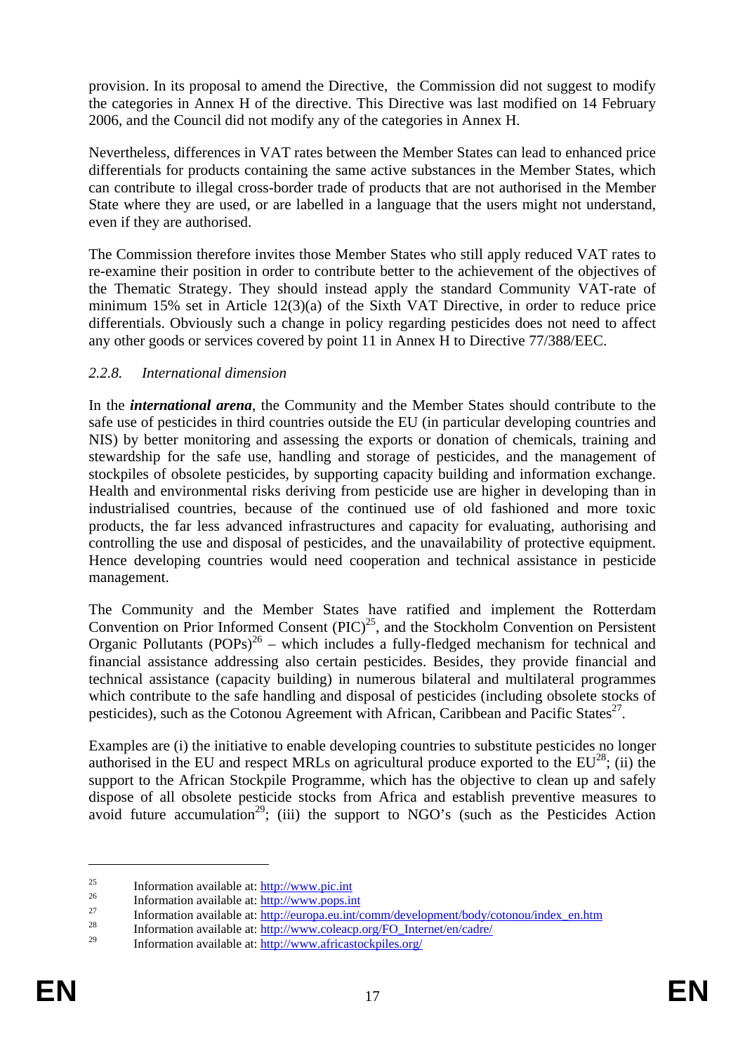provision. In its proposal to amend the Directive, the Commission did not suggest to modify the categories in Annex H of the directive. This Directive was last modified on 14 February 2006, and the Council did not modify any of the categories in Annex H.

Nevertheless, differences in VAT rates between the Member States can lead to enhanced price differentials for products containing the same active substances in the Member States, which can contribute to illegal cross-border trade of products that are not authorised in the Member State where they are used, or are labelled in a language that the users might not understand, even if they are authorised.

The Commission therefore invites those Member States who still apply reduced VAT rates to re-examine their position in order to contribute better to the achievement of the objectives of the Thematic Strategy. They should instead apply the standard Community VAT-rate of minimum 15% set in Article 12(3)(a) of the Sixth VAT Directive, in order to reduce price differentials. Obviously such a change in policy regarding pesticides does not need to affect any other goods or services covered by point 11 in Annex H to Directive 77/388/EEC.

### *2.2.8. International dimension*

In the ***international arena***, the Community and the Member States should contribute to the safe use of pesticides in third countries outside the EU (in particular developing countries and NIS) by better monitoring and assessing the exports or donation of chemicals, training and stewardship for the safe use, handling and storage of pesticides, and the management of stockpiles of obsolete pesticides, by supporting capacity building and information exchange. Health and environmental risks deriving from pesticide use are higher in developing than in industrialised countries, because of the continued use of old fashioned and more toxic products, the far less advanced infrastructures and capacity for evaluating, authorising and controlling the use and disposal of pesticides, and the unavailability of protective equipment. Hence developing countries would need cooperation and technical assistance in pesticide management.

The Community and the Member States have ratified and implement the Rotterdam Convention on Prior Informed Consent (PIC)[25], and the Stockholm Convention on Persistent Organic Pollutants (POPs)[26] – which includes a fully-fledged mechanism for technical and financial assistance addressing also certain pesticides. Besides, they provide financial and technical assistance (capacity building) in numerous bilateral and multilateral programmes which contribute to the safe handling and disposal of pesticides (including obsolete stocks of pesticides), such as the Cotonou Agreement with African, Caribbean and Pacific States[27].

Examples are (i) the initiative to enable developing countries to substitute pesticides no longer authorised in the EU and respect MRLs on agricultural produce exported to the EU[28]; (ii) the support to the African Stockpile Programme, which has the objective to clean up and safely dispose of all obsolete pesticide stocks from Africa and establish preventive measures to avoid future accumulation[29]; (iii) the support to NGO's (such as the Pesticides Action

---

[25] Information available at: http://www.pic.int

[26] Information available at: http://www.pops.int

[27] Information available at: http://europa.eu.int/comm/development/body/cotonou/index_en.htm

[28] Information available at: http://www.coleacp.org/FO_Internet/en/cadre/

[29] Information available at: http://www.africastockpiles.org/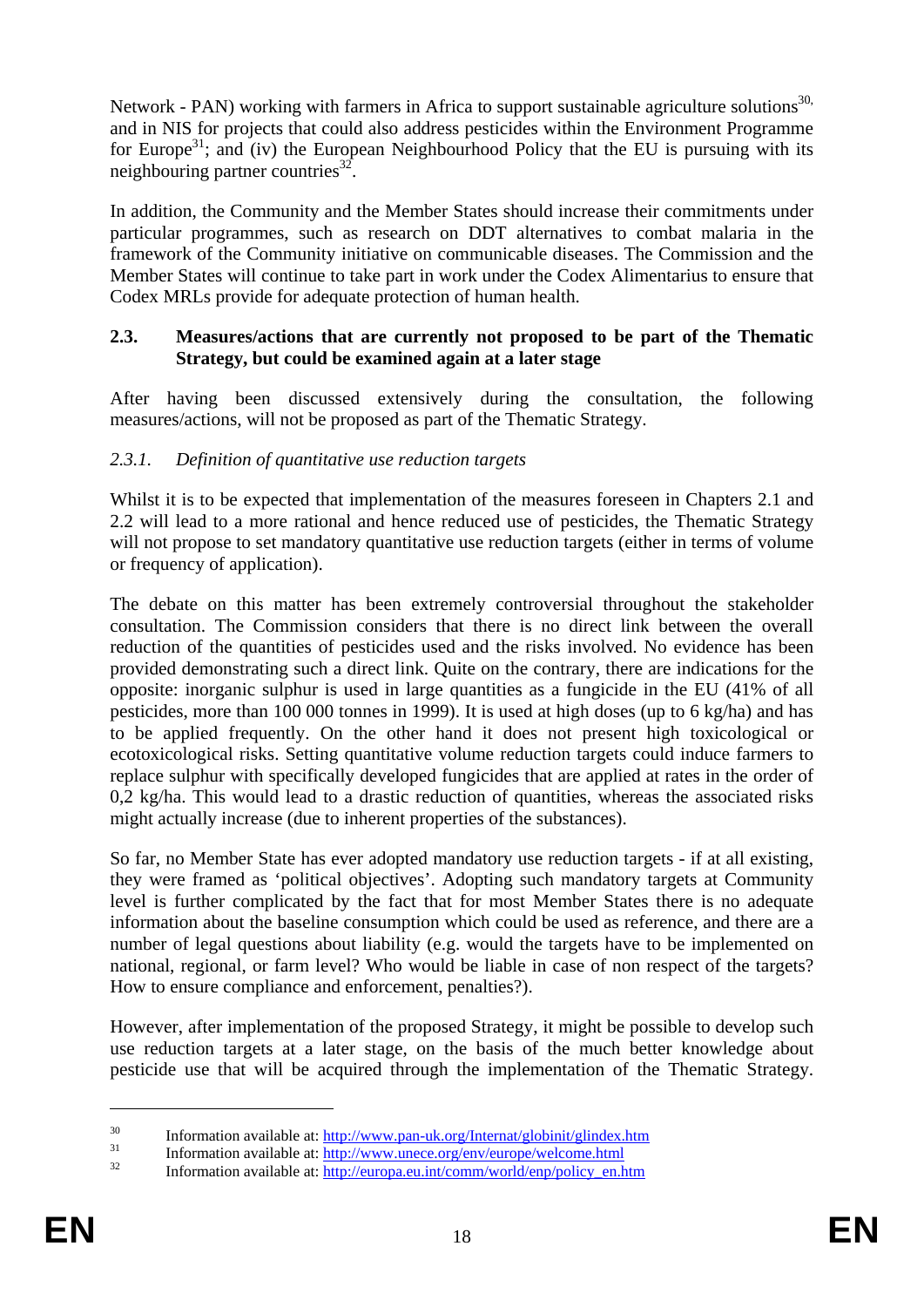Network - PAN) working with farmers in Africa to support sustainable agriculture solutions[30], and in NIS for projects that could also address pesticides within the Environment Programme for Europe[31]; and (iv) the European Neighbourhood Policy that the EU is pursuing with its neighbouring partner countries[32].

In addition, the Community and the Member States should increase their commitments under particular programmes, such as research on DDT alternatives to combat malaria in the framework of the Community initiative on communicable diseases. The Commission and the Member States will continue to take part in work under the Codex Alimentarius to ensure that Codex MRLs provide for adequate protection of human health.

### 2.3. Measures/actions that are currently not proposed to be part of the Thematic Strategy, but could be examined again at a later stage

After having been discussed extensively during the consultation, the following measures/actions, will not be proposed as part of the Thematic Strategy.

#### *2.3.1. Definition of quantitative use reduction targets*

Whilst it is to be expected that implementation of the measures foreseen in Chapters 2.1 and 2.2 will lead to a more rational and hence reduced use of pesticides, the Thematic Strategy will not propose to set mandatory quantitative use reduction targets (either in terms of volume or frequency of application).

The debate on this matter has been extremely controversial throughout the stakeholder consultation. The Commission considers that there is no direct link between the overall reduction of the quantities of pesticides used and the risks involved. No evidence has been provided demonstrating such a direct link. Quite on the contrary, there are indications for the opposite: inorganic sulphur is used in large quantities as a fungicide in the EU (41% of all pesticides, more than 100 000 tonnes in 1999). It is used at high doses (up to 6 kg/ha) and has to be applied frequently. On the other hand it does not present high toxicological or ecotoxicological risks. Setting quantitative volume reduction targets could induce farmers to replace sulphur with specifically developed fungicides that are applied at rates in the order of 0,2 kg/ha. This would lead to a drastic reduction of quantities, whereas the associated risks might actually increase (due to inherent properties of the substances).

So far, no Member State has ever adopted mandatory use reduction targets - if at all existing, they were framed as 'political objectives'. Adopting such mandatory targets at Community level is further complicated by the fact that for most Member States there is no adequate information about the baseline consumption which could be used as reference, and there are a number of legal questions about liability (e.g. would the targets have to be implemented on national, regional, or farm level? Who would be liable in case of non respect of the targets? How to ensure compliance and enforcement, penalties?).

However, after implementation of the proposed Strategy, it might be possible to develop such use reduction targets at a later stage, on the basis of the much better knowledge about pesticide use that will be acquired through the implementation of the Thematic Strategy.

---

[30] Information available at: http://www.pan-uk.org/Internat/globinit/glindex.htm

[31] Information available at: http://www.unece.org/env/europe/welcome.html

[32] Information available at: http://europa.eu.int/comm/world/enp/policy_en.htm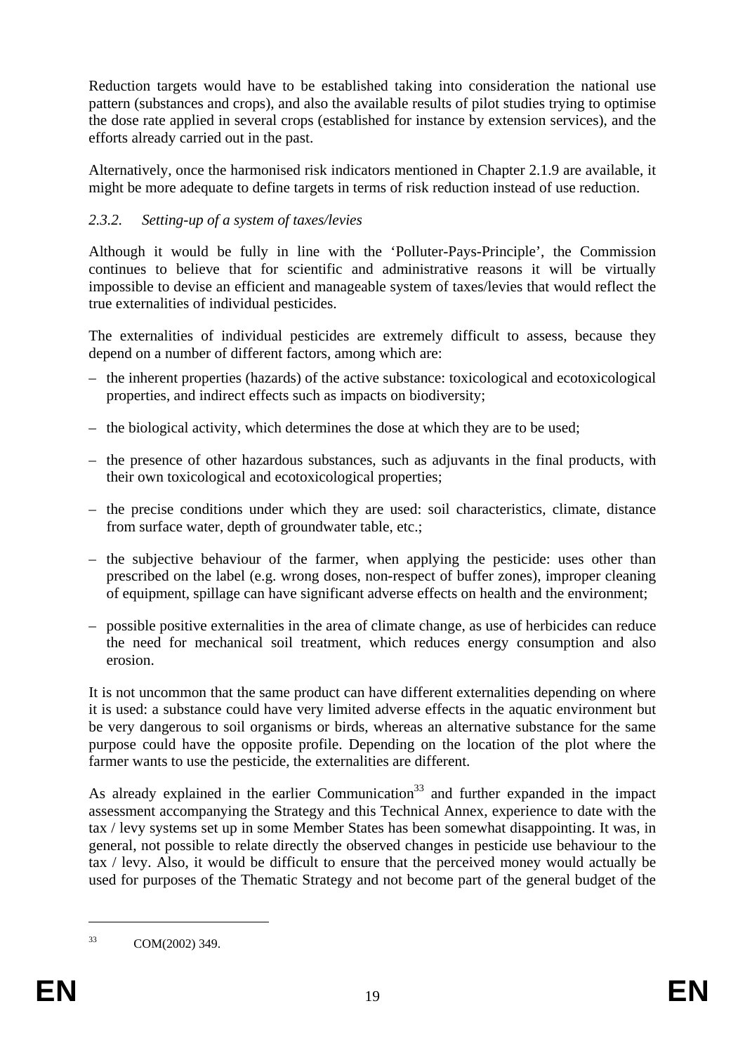Reduction targets would have to be established taking into consideration the national use pattern (substances and crops), and also the available results of pilot studies trying to optimise the dose rate applied in several crops (established for instance by extension services), and the efforts already carried out in the past.

Alternatively, once the harmonised risk indicators mentioned in Chapter 2.1.9 are available, it might be more adequate to define targets in terms of risk reduction instead of use reduction.

### *2.3.2. Setting-up of a system of taxes/levies*

Although it would be fully in line with the 'Polluter-Pays-Principle', the Commission continues to believe that for scientific and administrative reasons it will be virtually impossible to devise an efficient and manageable system of taxes/levies that would reflect the true externalities of individual pesticides.

The externalities of individual pesticides are extremely difficult to assess, because they depend on a number of different factors, among which are:

- the inherent properties (hazards) of the active substance: toxicological and ecotoxicological properties, and indirect effects such as impacts on biodiversity;
- the biological activity, which determines the dose at which they are to be used;
- the presence of other hazardous substances, such as adjuvants in the final products, with their own toxicological and ecotoxicological properties;
- the precise conditions under which they are used: soil characteristics, climate, distance from surface water, depth of groundwater table, etc.;
- the subjective behaviour of the farmer, when applying the pesticide: uses other than prescribed on the label (e.g. wrong doses, non-respect of buffer zones), improper cleaning of equipment, spillage can have significant adverse effects on health and the environment;
- possible positive externalities in the area of climate change, as use of herbicides can reduce the need for mechanical soil treatment, which reduces energy consumption and also erosion.

It is not uncommon that the same product can have different externalities depending on where it is used: a substance could have very limited adverse effects in the aquatic environment but be very dangerous to soil organisms or birds, whereas an alternative substance for the same purpose could have the opposite profile. Depending on the location of the plot where the farmer wants to use the pesticide, the externalities are different.

As already explained in the earlier Communication[33] and further expanded in the impact assessment accompanying the Strategy and this Technical Annex, experience to date with the tax / levy systems set up in some Member States has been somewhat disappointing. It was, in general, not possible to relate directly the observed changes in pesticide use behaviour to the tax / levy. Also, it would be difficult to ensure that the perceived money would actually be used for purposes of the Thematic Strategy and not become part of the general budget of the

[33] COM(2002) 349.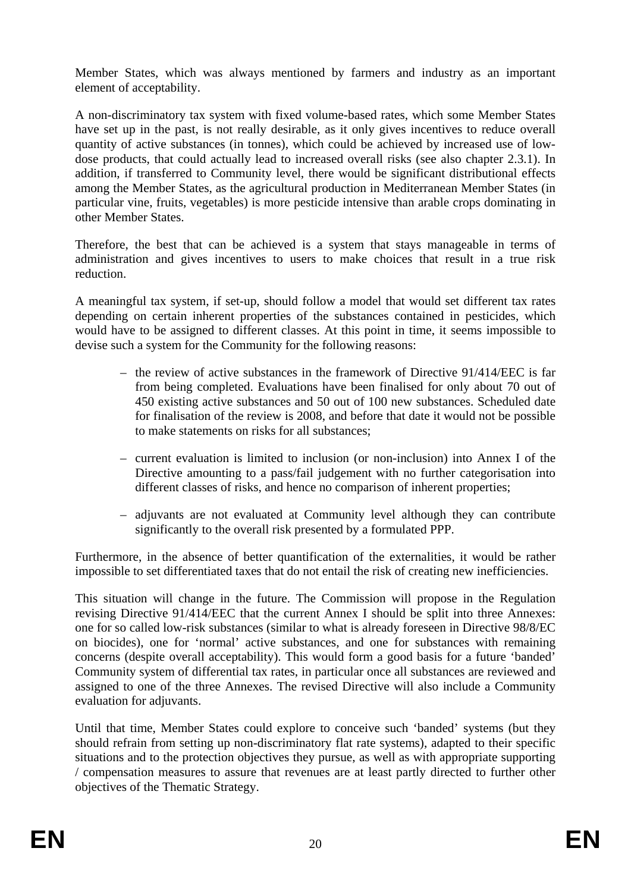Member States, which was always mentioned by farmers and industry as an important element of acceptability.

A non-discriminatory tax system with fixed volume-based rates, which some Member States have set up in the past, is not really desirable, as it only gives incentives to reduce overall quantity of active substances (in tonnes), which could be achieved by increased use of low-dose products, that could actually lead to increased overall risks (see also chapter 2.3.1). In addition, if transferred to Community level, there would be significant distributional effects among the Member States, as the agricultural production in Mediterranean Member States (in particular vine, fruits, vegetables) is more pesticide intensive than arable crops dominating in other Member States.

Therefore, the best that can be achieved is a system that stays manageable in terms of administration and gives incentives to users to make choices that result in a true risk reduction.

A meaningful tax system, if set-up, should follow a model that would set different tax rates depending on certain inherent properties of the substances contained in pesticides, which would have to be assigned to different classes. At this point in time, it seems impossible to devise such a system for the Community for the following reasons:

- the review of active substances in the framework of Directive 91/414/EEC is far from being completed. Evaluations have been finalised for only about 70 out of 450 existing active substances and 50 out of 100 new substances. Scheduled date for finalisation of the review is 2008, and before that date it would not be possible to make statements on risks for all substances;
- current evaluation is limited to inclusion (or non-inclusion) into Annex I of the Directive amounting to a pass/fail judgement with no further categorisation into different classes of risks, and hence no comparison of inherent properties;
- adjuvants are not evaluated at Community level although they can contribute significantly to the overall risk presented by a formulated PPP.

Furthermore, in the absence of better quantification of the externalities, it would be rather impossible to set differentiated taxes that do not entail the risk of creating new inefficiencies.

This situation will change in the future. The Commission will propose in the Regulation revising Directive 91/414/EEC that the current Annex I should be split into three Annexes: one for so called low-risk substances (similar to what is already foreseen in Directive 98/8/EC on biocides), one for 'normal' active substances, and one for substances with remaining concerns (despite overall acceptability). This would form a good basis for a future 'banded' Community system of differential tax rates, in particular once all substances are reviewed and assigned to one of the three Annexes. The revised Directive will also include a Community evaluation for adjuvants.

Until that time, Member States could explore to conceive such 'banded' systems (but they should refrain from setting up non-discriminatory flat rate systems), adapted to their specific situations and to the protection objectives they pursue, as well as with appropriate supporting / compensation measures to assure that revenues are at least partly directed to further other objectives of the Thematic Strategy.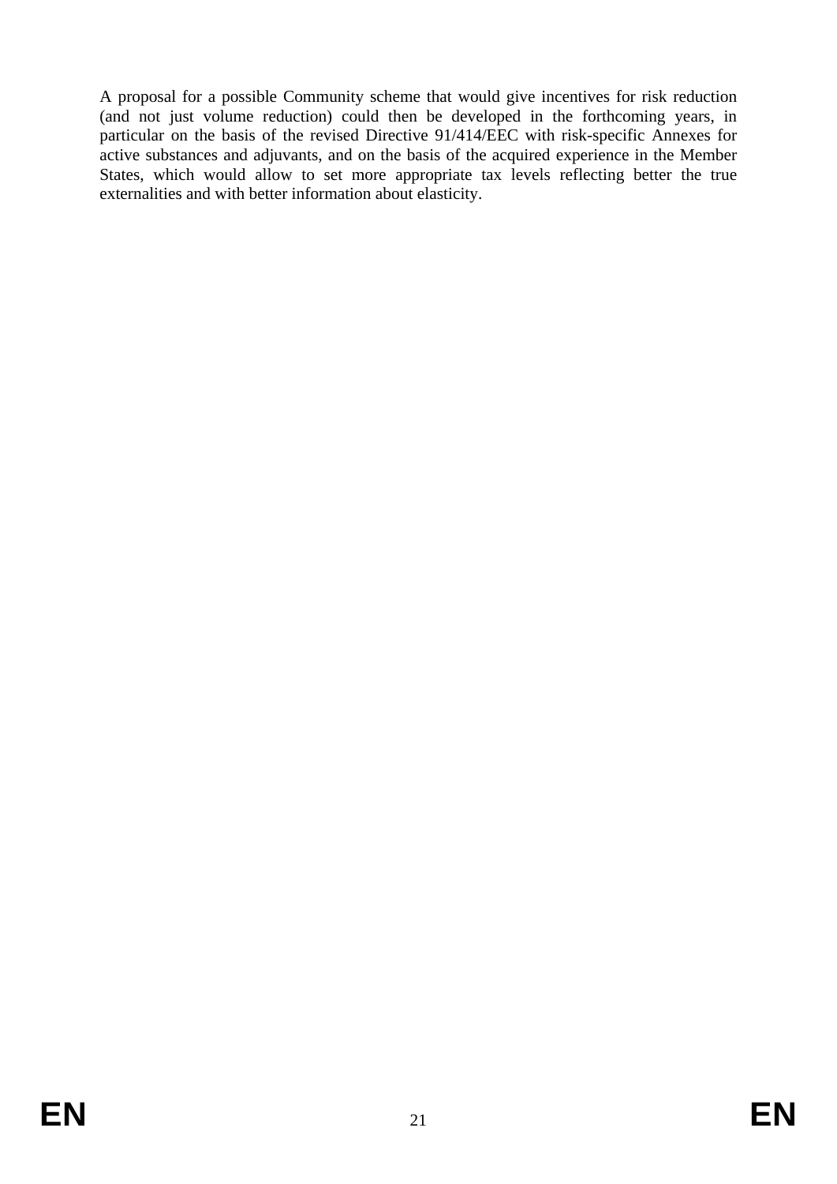A proposal for a possible Community scheme that would give incentives for risk reduction (and not just volume reduction) could then be developed in the forthcoming years, in particular on the basis of the revised Directive 91/414/EEC with risk-specific Annexes for active substances and adjuvants, and on the basis of the acquired experience in the Member States, which would allow to set more appropriate tax levels reflecting better the true externalities and with better information about elasticity.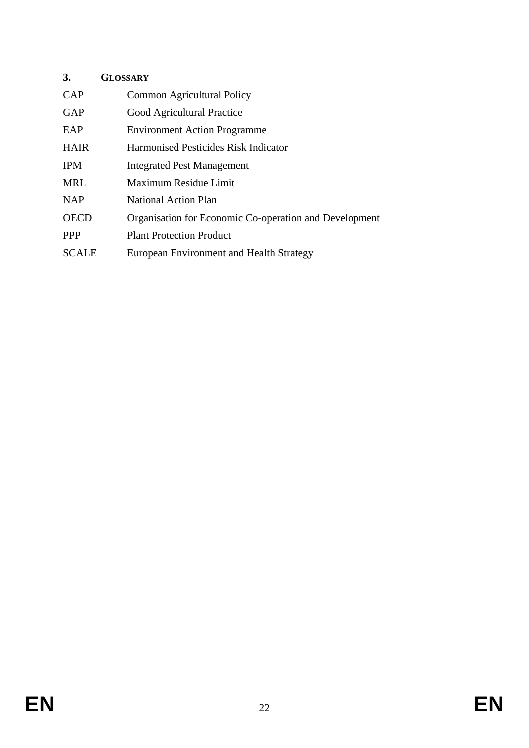## 3. GLOSSARY

| | |
|---|---|
| CAP | Common Agricultural Policy |
| GAP | Good Agricultural Practice |
| EAP | Environment Action Programme |
| HAIR | Harmonised Pesticides Risk Indicator |
| IPM | Integrated Pest Management |
| MRL | Maximum Residue Limit |
| NAP | National Action Plan |
| OECD | Organisation for Economic Co-operation and Development |
| PPP | Plant Protection Product |
| SCALE | European Environment and Health Strategy |